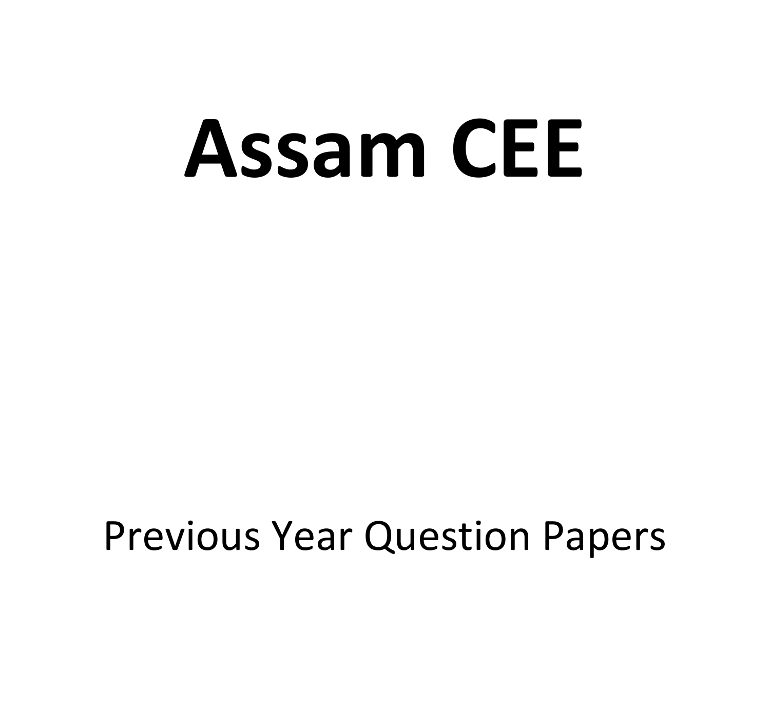# Assam CEE

Previous Year Question Papers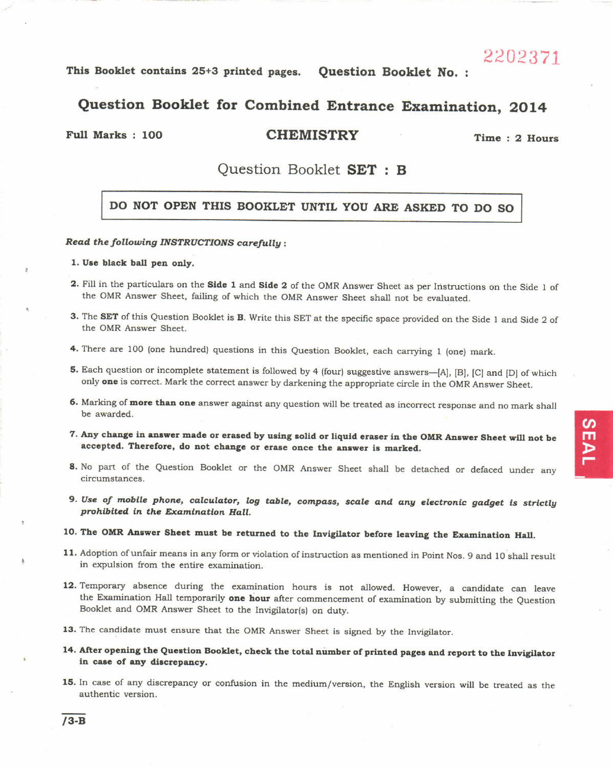This Booklet contains 25+3 printed pages. **Question Booklet No. :** 2202371

# Question Booklet for Combined Entrance Examination, 2014

**Full Marks : 100** **CHEMISTRY** **Time : 2 Hours**

## Question Booklet SET : B

**DO NOT OPEN THIS BOOKLET UNTIL YOU ARE ASKED TO DO SO**

***Read the following INSTRUCTIONS carefully :***

1. **Use black ball pen only.**
2. Fill in the particulars on the **Side 1** and **Side 2** of the OMR Answer Sheet as per Instructions on the Side 1 of the OMR Answer Sheet, failing of which the OMR Answer Sheet shall not be evaluated.
3. The **SET** of this Question Booklet is **B**. Write this SET at the specific space provided on the Side 1 and Side 2 of the OMR Answer Sheet.
4. There are 100 (one hundred) questions in this Question Booklet, each carrying 1 (one) mark.
5. Each question or incomplete statement is followed by 4 (four) suggestive answers—[A], [B], [C] and [D] of which only **one** is correct. Mark the correct answer by darkening the appropriate circle in the OMR Answer Sheet.
6. Marking of **more than one** answer against any question will be treated as incorrect response and no mark shall be awarded.
7. **Any change in answer made or erased by using solid or liquid eraser in the OMR Answer Sheet will not be accepted. Therefore, do not change or erase once the answer is marked.**
8. No part of the Question Booklet or the OMR Answer Sheet shall be detached or defaced under any circumstances.
9. ***Use of mobile phone, calculator, log table, compass, scale and any electronic gadget is strictly prohibited in the Examination Hall.***
10. **The OMR Answer Sheet must be returned to the Invigilator before leaving the Examination Hall.**
11. Adoption of unfair means in any form or violation of instruction as mentioned in Point Nos. 9 and 10 shall result in expulsion from the entire examination.
12. Temporary absence during the examination hours is not allowed. However, a candidate can leave the Examination Hall temporarily **one hour** after commencement of examination by submitting the Question Booklet and OMR Answer Sheet to the Invigilator(s) on duty.
13. The candidate must ensure that the OMR Answer Sheet is signed by the Invigilator.
14. **After opening the Question Booklet, check the total number of printed pages and report to the Invigilator in case of any discrepancy.**
15. In case of any discrepancy or confusion in the medium/version, the English version will be treated as the authentic version.

SEAL

/3-B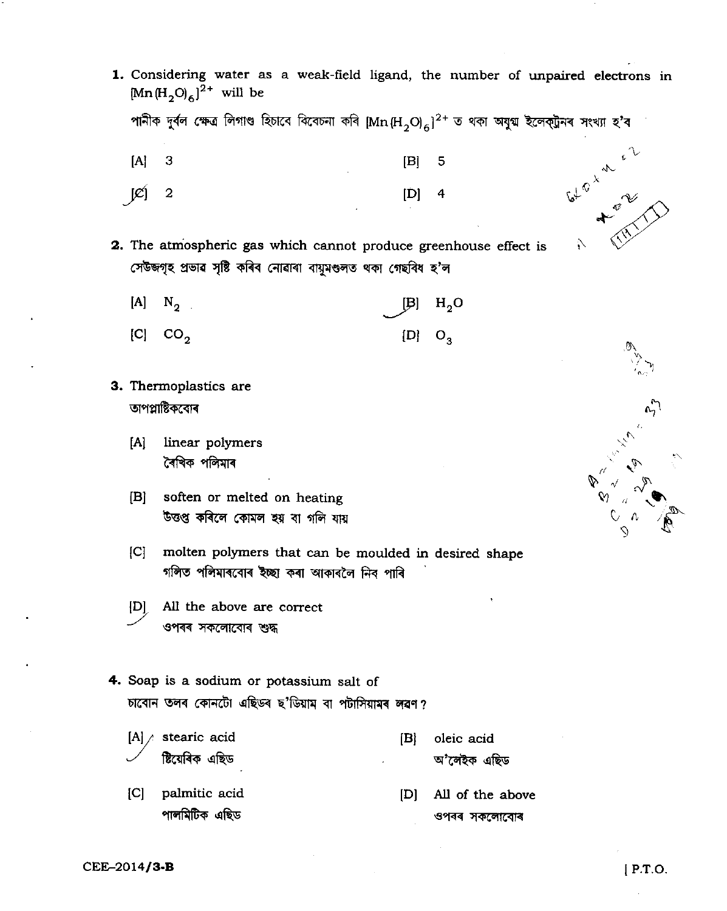1. Considering water as a weak-field ligand, the number of unpaired electrons in $[Mn(H_2O)_6]^{2+}$ will be

   পানীক দুৰ্বল ক্ষেত্ৰ লিগাণ্ড হিচাবে বিবেচনা কৰি $[Mn(H_2O)_6]^{2+}$ ত থকা অযুগ্ম ইলেক্ট্ৰনৰ সংখ্যা হ'ব

   [A] 3 &nbsp;&nbsp;&nbsp;&nbsp; [B] 5

   [C] 2 &nbsp;&nbsp;&nbsp;&nbsp; [D] 4

2. The atmospheric gas which cannot produce greenhouse effect is

   সেউজগৃহ প্ৰভাৱ সৃষ্টি কৰিব নোৱাৰা বায়ুমণ্ডলত থকা গেছবিধ হ'ল

   [A] $N_2$ &nbsp;&nbsp;&nbsp;&nbsp; [B] $H_2O$

   [C] $CO_2$ &nbsp;&nbsp;&nbsp;&nbsp; [D] $O_3$

3. Thermoplastics are

   তাপপ্লাষ্টিকবোৰ

   [A] linear polymers
   ৰৈখিক পলিমাৰ

   [B] soften or melted on heating
   উত্তপ্ত কৰিলে কোমল হয় বা গলি যায়

   [C] molten polymers that can be moulded in desired shape
   গলিত পলিমাৰবোৰ ইচ্ছা কৰা আকাৰলৈ নিব পাৰি

   [D] All the above are correct
   ওপৰৰ সকলোবোৰ শুদ্ধ

4. Soap is a sodium or potassium salt of

   চাবোন তলৰ কোনটো এছিডৰ ছ'ডিয়াম বা পটাসিয়ামৰ লৱণ?

   [A] stearic acid
   ষ্টিয়েৰিক এছিড

   [B] oleic acid
   অ'লেইক এছিড

   [C] palmitic acid
   পালমিটিক এছিড

   [D] All of the above
   ওপৰৰ সকলোবোৰ

CEE–2014/3-B &nbsp;&nbsp;&nbsp;&nbsp; [ P.T.O.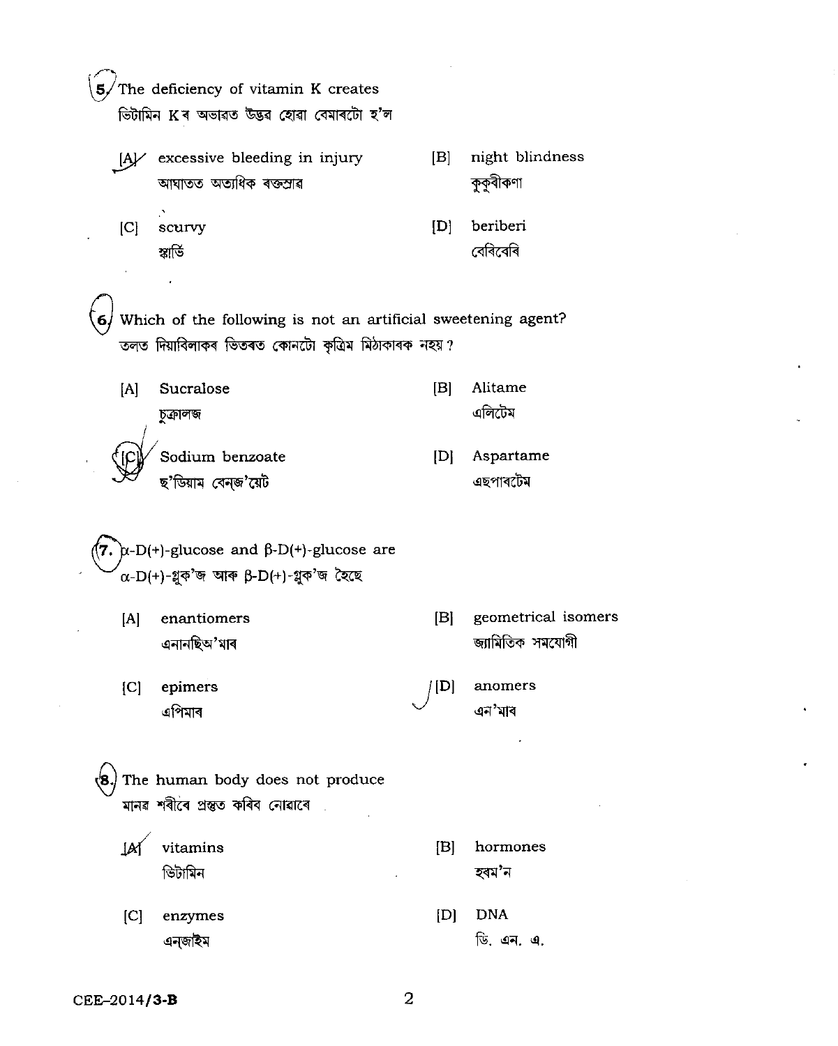5. The deficiency of vitamin K creates
ভিটামিন Kৰ অভাৱত উদ্ভৱ হোৱা বেমাৰটো হ'ল

[A] excessive bleeding in injury
আঘাতত অত্যধিক ৰক্তস্ৰাৱ

[B] night blindness
কুকুৰীকণা

[C] scurvy
স্কাৰ্ভি

[D] beriberi
বেৰিবেৰি

6. Which of the following is not an artificial sweetening agent?
তলত দিয়াবিলাকৰ ভিতৰত কোনটো কৃত্ৰিম মিঠাকাৰক নহয়?

[A] Sucralose
চুক্ৰালজ

[B] Alitame
এলিটেম

[C] Sodium benzoate
ছ'ডিয়াম বেন্‌জ'য়েট

[D] Aspartame
এছপাৰটেম

7. $\alpha$-D(+)-glucose and $\beta$-D(+)-glucose are
$\alpha$-D(+)-গ্লুক'জ আৰু $\beta$-D(+)-গ্লুক'জ হৈছে

[A] enantiomers
এনানছিঅ'মাৰ

[B] geometrical isomers
জ্যামিতিক সমযোগী

[C] epimers
এপিমাৰ

[D] anomers
এন'মাৰ

8. The human body does not produce
মানৱ শৰীৰে প্ৰস্তুত কৰিব নোৱাৰে

[A] vitamins
ভিটামিন

[B] hormones
হৰম'ন

[C] enzymes
এনজাইম

[D] DNA
ডি. এন. এ.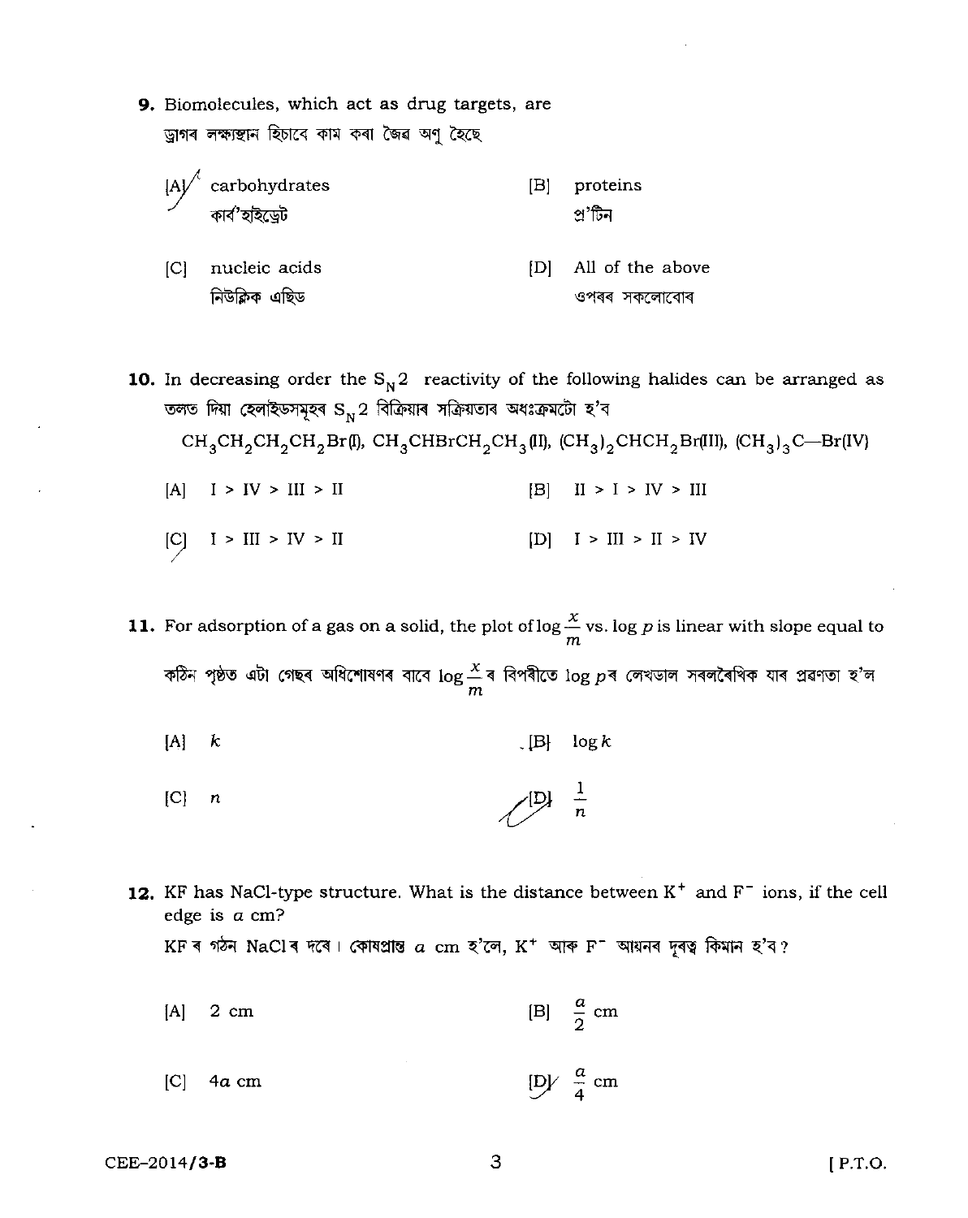**9.** Biomolecules, which act as drug targets, are
ড্ৰাগৰ লক্ষ্যস্থান হিচাবে কাম কৰা জৈৱ অণু হৈছে

[A] carbohydrates
কাৰ্ব'হাইড্ৰেট

[B] proteins
প্ৰ'টিন

[C] nucleic acids
নিউক্লিক এছিড

[D] All of the above
ওপৰৰ সকলোবোৰ

**10.** In decreasing order the $S_N2$ reactivity of the following halides can be arranged as
তলত দিয়া হেলাইডসমূহৰ $S_N2$ বিক্ৰিয়াৰ সক্ৰিয়তাৰ অধঃক্ৰমটো হ'ব

$CH_3CH_2CH_2CH_2Br$(I), $CH_3CHBrCH_2CH_3$(II), $(CH_3)_2CHCH_2Br$(III), $(CH_3)_3C—Br$(IV)

[A] I > IV > III > II

[B] II > I > IV > III

[C] I > III > IV > II

[D] I > III > II > IV

**11.** For adsorption of a gas on a solid, the plot of $\log \frac{x}{m}$ vs. $\log p$ is linear with slope equal to
কঠিন পৃষ্ঠত এটা গেছৰ অধিশোষণৰ বাবে $\log \frac{x}{m}$ ৰ বিপৰীতে $\log p$ ৰ লেখডাল সৰলৰৈখিক যাৰ প্ৰৱণতা হ'ল

[A] $k$

[B] $\log k$

[C] $n$

[D] $\frac{1}{n}$

**12.** KF has NaCl-type structure. What is the distance between $K^+$ and $F^-$ ions, if the cell edge is $a$ cm?
KF ৰ গঠন NaCl ৰ দৰে। কোষপ্ৰান্ত $a$ cm হ'লে, $K^+$ আৰু $F^-$ আয়নৰ দূৰত্ব কিমান হ'ব?

[A] 2 cm

[B] $\frac{a}{2}$ cm

[C] $4a$ cm

[D] $\frac{a}{4}$ cm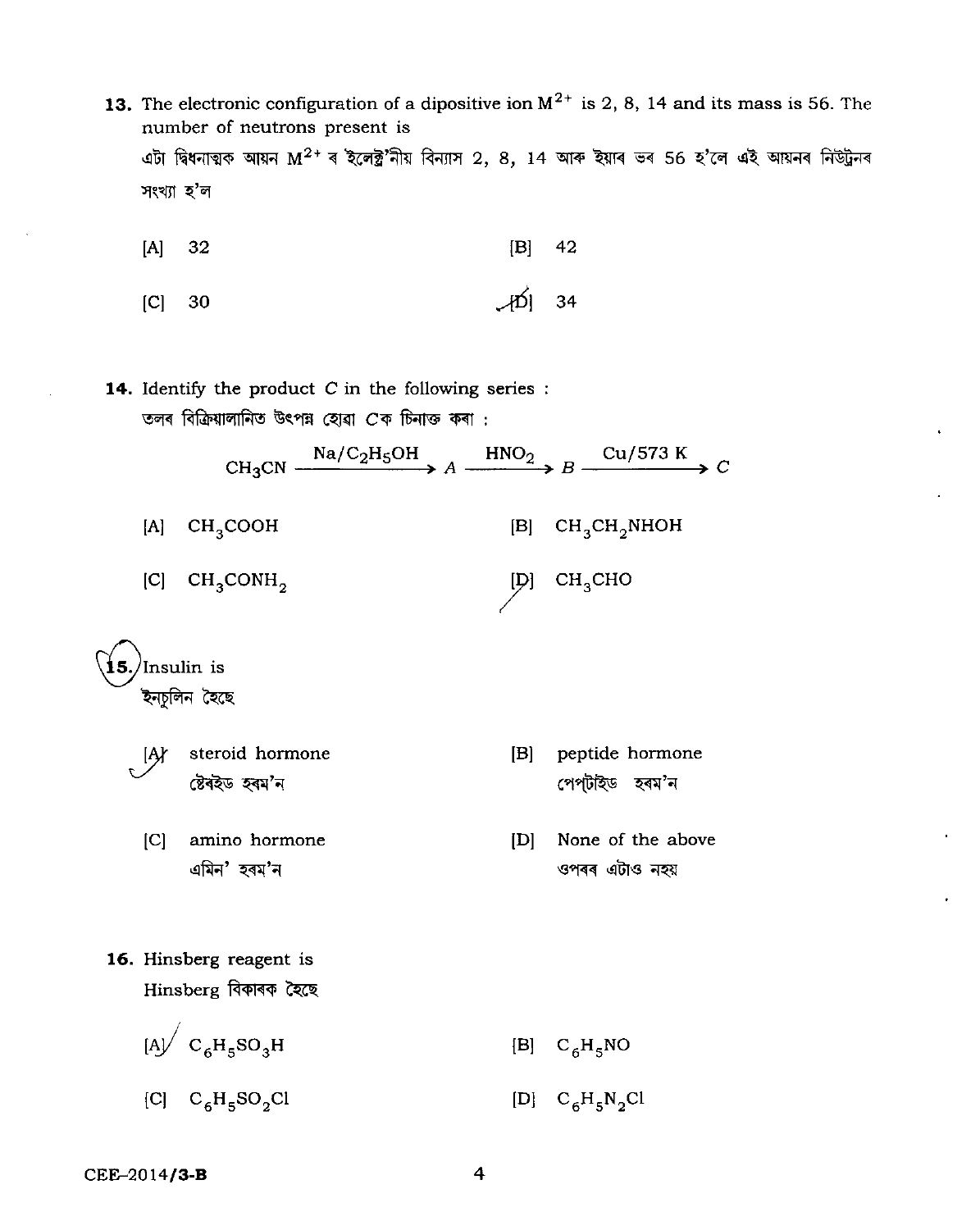13. The electronic configuration of a dipositive ion $M^{2+}$ is 2, 8, 14 and its mass is 56. The number of neutrons present is

এটা দ্বিধনাত্মক আয়ন $M^{2+}$ ৰ ইলেক্ট্ৰ'নীয় বিন্যাস 2, 8, 14 আৰু ইয়াৰ ভৰ 56 হ'লে এই আয়নৰ নিউট্ৰনৰ সংখ্যা হ'ল

[A] 32

[B] 42

[C] 30

[D] 34

14. Identify the product *C* in the following series :

তলৰ বিক্ৰিয়ালানিত উৎপন্ন হোৱা *C*ক চিনাক্ত কৰা :

$$CH_3CN \xrightarrow{Na/C_2H_5OH} A \xrightarrow{HNO_2} B \xrightarrow{Cu/573\ K} C$$

[A] $CH_3COOH$

[B] $CH_3CH_2NHOH$

[C] $CH_3CONH_2$

[D] $CH_3CHO$

15. Insulin is

ইনচুলিন হৈছে

[A] steroid hormone
ষ্টেৰইড হৰম'ন

[B] peptide hormone
পেপ্‌টাইড হৰম'ন

[C] amino hormone
এমিন' হৰম'ন

[D] None of the above
ওপৰৰ এটাও নহয়

16. Hinsberg reagent is

Hinsberg বিকাৰক হৈছে

[A] $C_6H_5SO_3H$

[B] $C_6H_5NO$

[C] $C_6H_5SO_2Cl$

[D] $C_6H_5N_2Cl$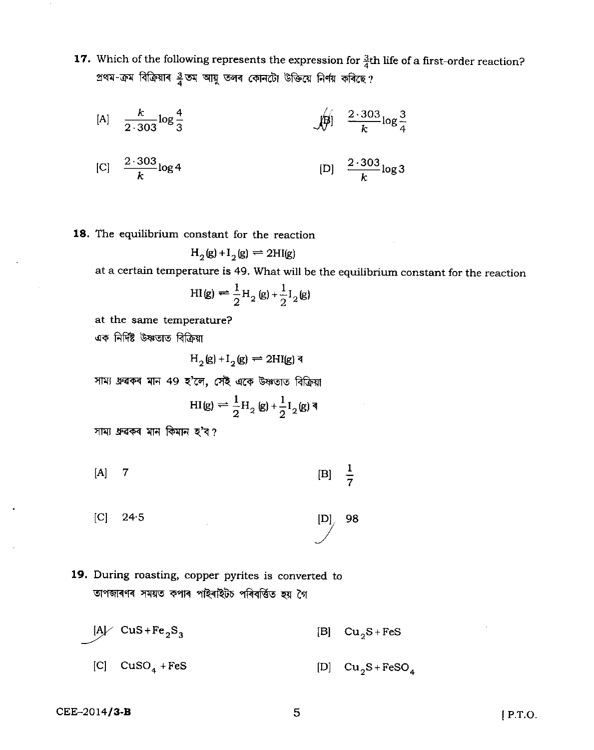**17.** Which of the following represents the expression for $\frac{3}{4}$th life of a first-order reaction?
প্ৰথম-ক্ৰম বিক্ৰিয়াৰ $\frac{3}{4}$তম আয়ু তলৰ কোনটো উক্তিয়ে নিৰ্ণয় কৰিছে?

[A] $\frac{k}{2 \cdot 303} \log \frac{4}{3}$

[B] $\frac{2 \cdot 303}{k} \log \frac{3}{4}$

[C] $\frac{2 \cdot 303}{k} \log 4$

[D] $\frac{2 \cdot 303}{k} \log 3$

**18.** The equilibrium constant for the reaction

$$H_2(g) + I_2(g) \rightleftharpoons 2HI(g)$$

at a certain temperature is 49. What will be the equilibrium constant for the reaction

$$HI(g) \rightleftharpoons \frac{1}{2}H_2(g) + \frac{1}{2}I_2(g)$$

at the same temperature?

এক নিৰ্দিষ্ট উষ্ণতাত বিক্ৰিয়া

$$H_2(g) + I_2(g) \rightleftharpoons 2HI(g) \text{ ৰ}$$

সাম্য ধ্ৰুৱকৰ মান 49 হ'লে, সেই একে উষ্ণতাত বিক্ৰিয়া

$$HI(g) \rightleftharpoons \frac{1}{2}H_2(g) + \frac{1}{2}I_2(g) \text{ ৰ}$$

সাম্য ধ্ৰুৱকৰ মান কিমান হ'ব?

[A] 7

[B] $\frac{1}{7}$

[C] 24·5

[D] 98

**19.** During roasting, copper pyrites is converted to
তাপজাৰণৰ সময়ত কপাৰ পাইৰাইটচ পৰিবৰ্তিত হয় গৈ

[A] $CuS + Fe_2S_3$

[B] $Cu_2S + FeS$

[C] $CuSO_4 + FeS$

[D] $Cu_2S + FeSO_4$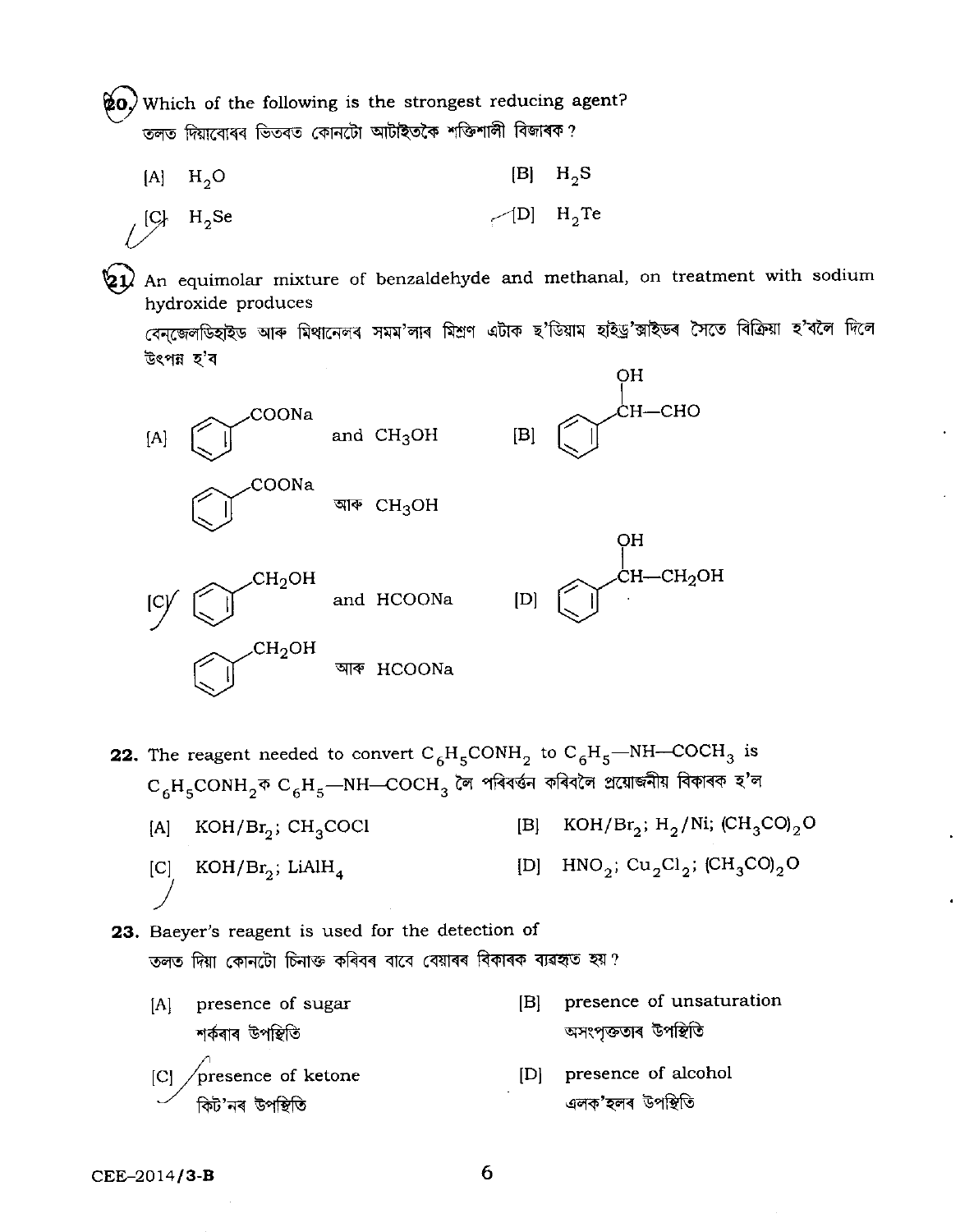20. Which of the following is the strongest reducing agent?
তলত দিয়াবোৰৰ ভিতৰত কোনটো আটাইতকৈ শক্তিশালী বিজাৰক?

[A] $H_2O$ [B] $H_2S$

[C] $H_2Se$ [D] $H_2Te$

21. An equimolar mixture of benzaldehyde and methanal, on treatment with sodium hydroxide produces
বেন্‌জেলডিহাইড আৰু মিথানেলৰ সমম'লাৰ মিশ্ৰণ এটাক ছ'ডিয়াম হাইড্ৰ'ক্সাইডৰ সৈতে বিক্ৰিয়া হ'বলৈ দিলে উৎপন্ন হ'ব

[A] $C_6H_5COONa$ and $CH_3OH$
$C_6H_5COONa$ আৰু $CH_3OH$

[B] $C_6H_5CH(OH)CHO$

[C] $C_6H_5CH_2OH$ and $HCOONa$
$C_6H_5CH_2OH$ আৰু $HCOONa$

[D] $C_6H_5CH(OH)CH_2OH$

22. The reagent needed to convert $C_6H_5CONH_2$ to $C_6H_5$—NH—$COCH_3$ is
$C_6H_5CONH_2$ক $C_6H_5$—NH—$COCH_3$ লৈ পৰিৱৰ্তন কৰিবলৈ প্ৰয়োজনীয় বিকাৰক হ'ল

[A] $KOH/Br_2$; $CH_3COCl$ [B] $KOH/Br_2$; $H_2/Ni$; $(CH_3CO)_2O$

[C] $KOH/Br_2$; $LiAlH_4$ [D] $HNO_2$; $Cu_2Cl_2$; $(CH_3CO)_2O$

23. Baeyer's reagent is used for the detection of
তলত দিয়া কোনটো চিনাক্ত কৰিবৰ বাবে বেয়াৰৰ বিকাৰক ব্যৱহৃত হয়?

[A] presence of sugar
শৰ্কৰাৰ উপস্থিতি

[B] presence of unsaturation
অসংপৃক্ততাৰ উপস্থিতি

[C] presence of ketone
কিট'নৰ উপস্থিতি

[D] presence of alcohol
এলক'হলৰ উপস্থিতি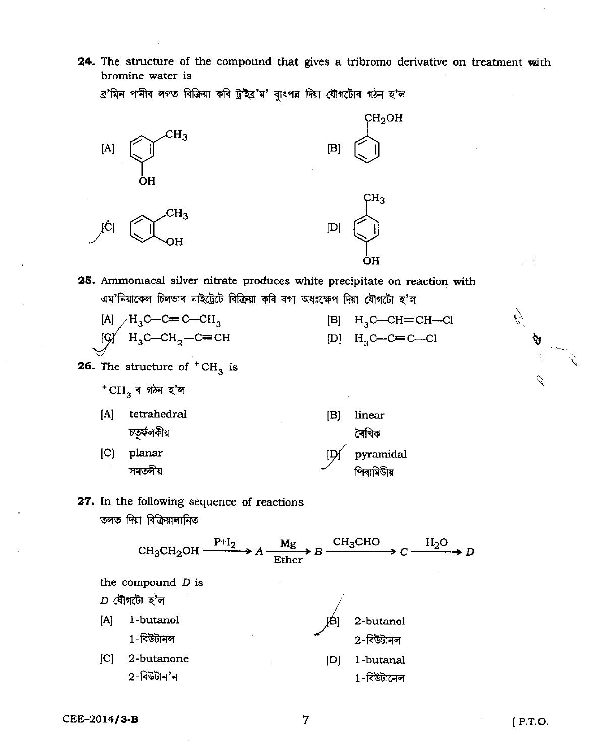**24.** The structure of the compound that gives a tribromo derivative on treatment with bromine water is

ব্ৰ'মিন পানীৰ লগত বিক্ৰিয়া কৰি ট্ৰাইব্ৰ'ম' ব্যুৎপন্ন দিয়া যৌগটোৰ গঠন হ'ল

[A] (benzene ring with $CH_3$ and OH in meta positions)

[B] (benzene ring with $CH_2OH$)

[C] (benzene ring with $CH_3$ and OH in ortho positions)

[D] (benzene ring with $CH_3$ and OH in para positions)

**25.** Ammoniacal silver nitrate produces white precipitate on reaction with

এম'নিয়াকেল চিলভাৰ নাইট্ৰেটে বিক্ৰিয়া কৰি বগা অধঃক্ষেপ দিয়া যৌগটো হ'ল

[A] $H_3C—C{\equiv}C—CH_3$

[B] $H_3C—CH{=}CH—Cl$

[C] $H_3C—CH_2—C{\equiv}CH$

[D] $H_3C—C{\equiv}C—Cl$

**26.** The structure of $^+CH_3$ is

$^+CH_3$ ৰ গঠন হ'ল

[A] tetrahedral
চতুৰ্ফলকীয়

[B] linear
ৰৈখিক

[C] planar
সমতলীয়

[D] pyramidal
পিৰামিডীয়

**27.** In the following sequence of reactions

তলত দিয়া বিক্ৰিয়ালানিত

$$CH_3CH_2OH \xrightarrow{P+I_2} A \xrightarrow[\text{Ether}]{Mg} B \xrightarrow{CH_3CHO} C \xrightarrow{H_2O} D$$

the compound *D* is

*D* যৌগটো হ'ল

[A] 1-butanol
1-বিউটানল

[B] 2-butanol
2-বিউটানল

[C] 2-butanone
2-বিউটান'ন

[D] 1-butanal
1-বিউটানেল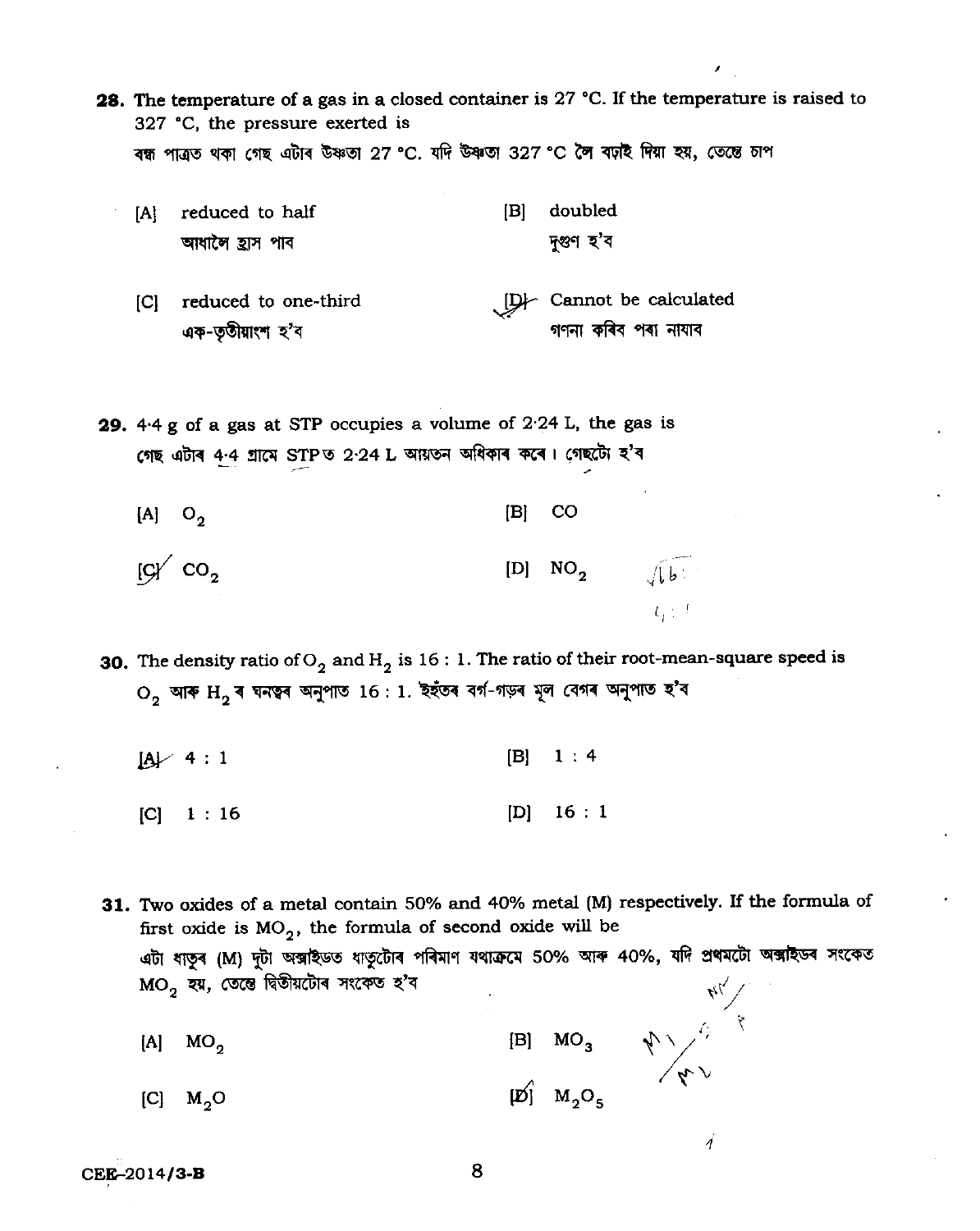**28.** The temperature of a gas in a closed container is 27 °C. If the temperature is raised to 327 °C, the pressure exerted is

বন্ধ পাত্রত থকা গেছ এটাৰ উষ্ণতা 27 °C. যদি উষ্ণতা 327 °C লৈ বঢ়াই দিয়া হয়, তেন্তে চাপ

[A] reduced to half
আধালৈ হ্ৰাস পাব

[B] doubled
দুগুণ হ'ব

[C] reduced to one-third
এক-তৃতীয়াংশ হ'ব

[D] Cannot be calculated
গণনা কৰিব পৰা নাযাব

**29.** 4·4 g of a gas at STP occupies a volume of 2·24 L, the gas is

গেছ এটাৰ 4·4 গ্ৰামে STPত 2·24 L আয়তন অধিকাৰ কৰে। গেছটো হ'ব

[A] $O_2$

[B] $CO$

[C] $CO_2$

[D] $NO_2$

**30.** The density ratio of $O_2$ and $H_2$ is 16 : 1. The ratio of their root-mean-square speed is

$O_2$ আৰু $H_2$ৰ ঘনত্বৰ অনুপাত 16 : 1. ইহঁতৰ বৰ্গ-গড়ৰ মূল বেগৰ অনুপাত হ'ব

[A] 4 : 1

[B] 1 : 4

[C] 1 : 16

[D] 16 : 1

**31.** Two oxides of a metal contain 50% and 40% metal (M) respectively. If the formula of first oxide is $MO_2$, the formula of second oxide will be

এটা ধাতুৰ (M) দুটা অক্সাইডত ধাতুটোৰ পৰিমাণ যথাক্ৰমে 50% আৰু 40%, যদি প্ৰথমটো অক্সাইডৰ সংকেত $MO_2$ হয়, তেন্তে দ্বিতীয়টোৰ সংকেত হ'ব

[A] $MO_2$

[B] $MO_3$

[C] $M_2O$

[D] $M_2O_5$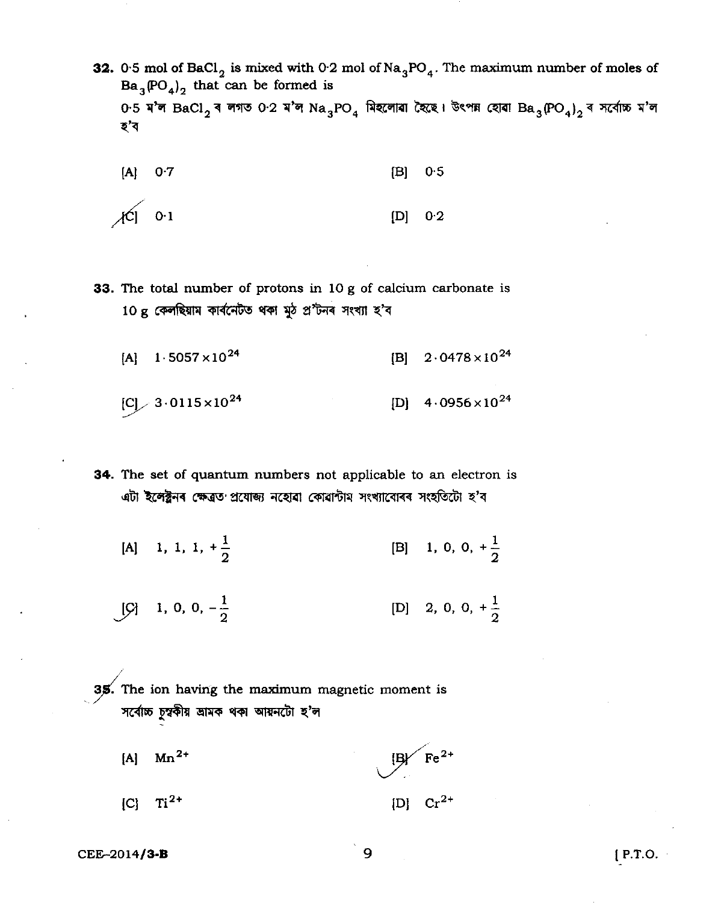**32.** 0·5 mol of $BaCl_2$ is mixed with 0·2 mol of $Na_3PO_4$. The maximum number of moles of $Ba_3(PO_4)_2$ that can be formed is

0·5 ম'ল $BaCl_2$ ৰ লগত 0·2 ম'ল $Na_3PO_4$ মিহলোৱা হৈছে। উৎপন্ন হোৱা $Ba_3(PO_4)_2$ ৰ সৰ্বোচ্চ ম'ল হ'ব

[A] 0·7 [B] 0·5

[C] 0·1 [D] 0·2

**33.** The total number of protons in 10 g of calcium carbonate is

10 g কেলছিয়াম কাৰ্বনেটত থকা মুঠ প্ৰ'টনৰ সংখ্যা হ'ব

[A] $1 \cdot 5057 \times 10^{24}$ [B] $2 \cdot 0478 \times 10^{24}$

[C] $3 \cdot 0115 \times 10^{24}$ [D] $4 \cdot 0956 \times 10^{24}$

**34.** The set of quantum numbers not applicable to an electron is

এটা ইলেক্ট্ৰনৰ ক্ষেত্ৰত প্ৰযোজ্য নহোৱা কোৱাণ্টাম সংখ্যাবোৰৰ সংহতিটো হ'ব

[A] $1, 1, 1, +\frac{1}{2}$ [B] $1, 0, 0, +\frac{1}{2}$

[C] $1, 0, 0, -\frac{1}{2}$ [D] $2, 0, 0, +\frac{1}{2}$

**35.** The ion having the maximum magnetic moment is

সৰ্বোচ্চ চুম্বকীয় ভ্ৰামক থকা আয়নটো হ'ল

[A] $Mn^{2+}$ [B] $Fe^{2+}$

[C] $Ti^{2+}$ [D] $Cr^{2+}$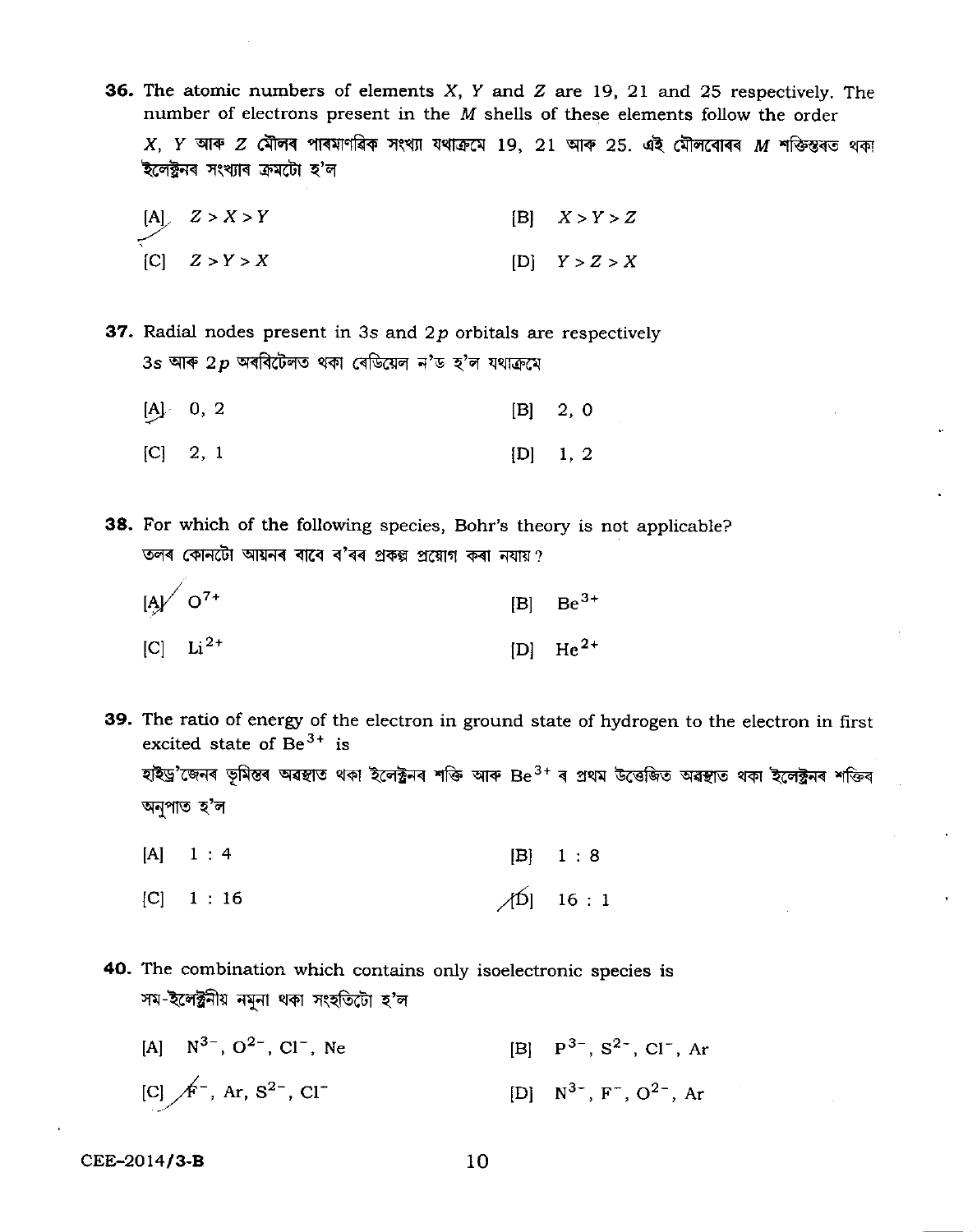**36.** The atomic numbers of elements $X$, $Y$ and $Z$ are 19, 21 and 25 respectively. The number of electrons present in the $M$ shells of these elements follow the order

$X$, $Y$ আৰু $Z$ মৌলৰ পাৰমাণৱিক সংখ্যা যথাক্ৰমে 19, 21 আৰু 25. এই মৌলবোৰৰ $M$ শক্তিস্তৰত থকা ইলেক্ট্ৰনৰ সংখ্যাৰ ক্ৰমটো হ'ল

[A] $Z > X > Y$ [B] $X > Y > Z$

[C] $Z > Y > X$ [D] $Y > Z > X$

**37.** Radial nodes present in 3*s* and 2*p* orbitals are respectively

3*s* আৰু 2*p* অৰবিটেলত থকা ৰেডিয়েল ন'ড হ'ল যথাক্ৰমে

[A] 0, 2 [B] 2, 0

[C] 2, 1 [D] 1, 2

**38.** For which of the following species, Bohr's theory is not applicable?

তলৰ কোনটো আয়নৰ বাবে ব'ৰৰ প্ৰকল্প প্ৰয়োগ কৰা নযায়?

[A] $O^{7+}$ [B] $Be^{3+}$

[C] $Li^{2+}$ [D] $He^{2+}$

**39.** The ratio of energy of the electron in ground state of hydrogen to the electron in first excited state of $Be^{3+}$ is

হাইড্ৰ'জেনৰ ভূমিস্তৰ অৱস্থাত থকা ইলেক্ট্ৰনৰ শক্তি আৰু $Be^{3+}$ ৰ প্ৰথম উত্তেজিত অৱস্থাত থকা ইলেক্ট্ৰনৰ শক্তিৰ অনুপাত হ'ল

[A] 1 : 4 [B] 1 : 8

[C] 1 : 16 [D] 16 : 1

**40.** The combination which contains only isoelectronic species is

সম-ইলেক্ট্ৰনীয় নমুনা থকা সংহতিটো হ'ল

[A] $N^{3-}$, $O^{2-}$, $Cl^{-}$, Ne [B] $P^{3-}$, $S^{2-}$, $Cl^{-}$, Ar

[C] $F^{-}$, Ar, $S^{2-}$, $Cl^{-}$ [D] $N^{3-}$, $F^{-}$, $O^{2-}$, Ar

CEE-2014/3-B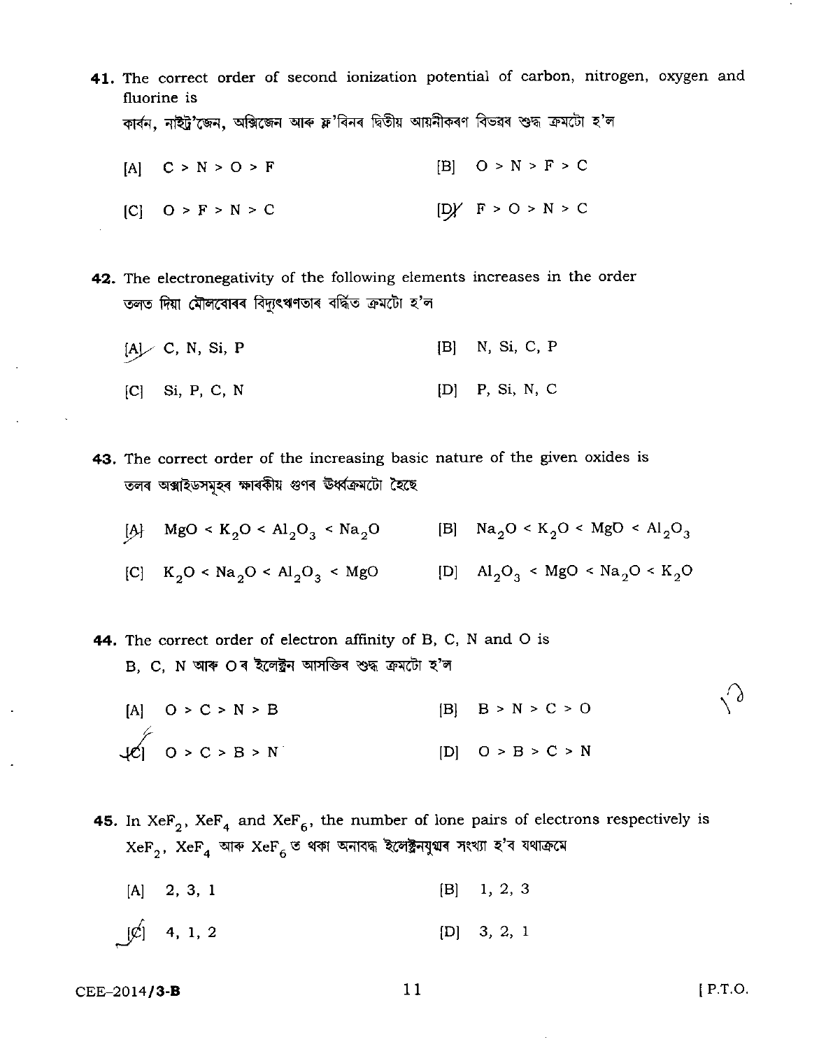**41.** The correct order of second ionization potential of carbon, nitrogen, oxygen and fluorine is

কাৰ্বন, নাইট্ৰ'জেন, অক্সিজেন আৰু ফ্ল'ৰিনৰ দ্বিতীয় আয়নীকৰণ বিভৱৰ শুদ্ধ ক্ৰমটো হ'ল

[A] C > N > O > F

[B] O > N > F > C

[C] O > F > N > C

[D] F > O > N > C

**42.** The electronegativity of the following elements increases in the order

তলত দিয়া মৌলবোৰৰ বিদ্যুৎঋণতাৰ বৰ্ধিত ক্ৰমটো হ'ল

[A] C, N, Si, P

[B] N, Si, C, P

[C] Si, P, C, N

[D] P, Si, N, C

**43.** The correct order of the increasing basic nature of the given oxides is

তলৰ অক্সাইডসমূহৰ ক্ষাৰকীয় গুণৰ ঊৰ্ধ্বক্ৰমটো হৈছে

[A] $MgO < K_2O < Al_2O_3 < Na_2O$

[B] $Na_2O < K_2O < MgO < Al_2O_3$

[C] $K_2O < Na_2O < Al_2O_3 < MgO$

[D] $Al_2O_3 < MgO < Na_2O < K_2O$

**44.** The correct order of electron affinity of B, C, N and O is

B, C, N আৰু Oৰ ইলেক্ট্ৰন আসক্তিৰ শুদ্ধ ক্ৰমটো হ'ল

[A] O > C > N > B

[B] B > N > C > O

[C] O > C > B > N

[D] O > B > C > N

**45.** In $XeF_2$, $XeF_4$ and $XeF_6$, the number of lone pairs of electrons respectively is

$XeF_2$, $XeF_4$ আৰু $XeF_6$ত থকা অনাবদ্ধ ইলেক্ট্ৰনযুগ্মৰ সংখ্যা হ'ব যথাক্ৰমে

[A] 2, 3, 1

[B] 1, 2, 3

[C] 4, 1, 2

[D] 3, 2, 1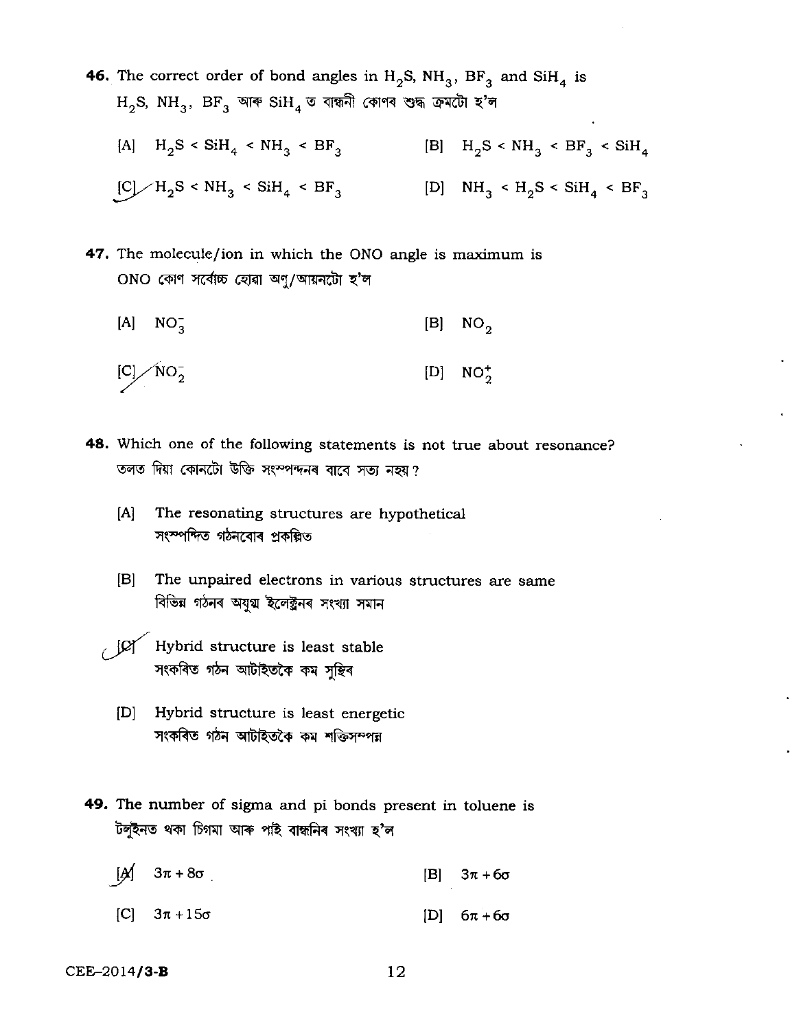**46.** The correct order of bond angles in $H_2S$, $NH_3$, $BF_3$ and $SiH_4$ is
$H_2S$, $NH_3$, $BF_3$ আৰু $SiH_4$ ত বান্ধনী কোণৰ শুদ্ধ ক্ৰমটো হ'ল

[A] $H_2S < SiH_4 < NH_3 < BF_3$

[B] $H_2S < NH_3 < BF_3 < SiH_4$

[C] $H_2S < NH_3 < SiH_4 < BF_3$

[D] $NH_3 < H_2S < SiH_4 < BF_3$

**47.** The molecule/ion in which the ONO angle is maximum is
ONO কোণ সৰ্বোচ্চ হোৱা অণু/আয়নটো হ'ল

[A] $NO_3^-$

[B] $NO_2$

[C] $NO_2^-$

[D] $NO_2^+$

**48.** Which one of the following statements is not true about resonance?
তলত দিয়া কোনটো উক্তি সংস্পন্দনৰ বাবে সত্য নহয়?

[A] The resonating structures are hypothetical
সংস্পন্দিত গঠনবোৰ প্ৰকল্পিত

[B] The unpaired electrons in various structures are same
বিভিন্ন গঠনৰ অযুগ্ম ইলেক্ট্ৰনৰ সংখ্যা সমান

[C] Hybrid structure is least stable
সংকৰিত গঠন আটাইতকৈ কম সুস্থিৰ

[D] Hybrid structure is least energetic
সংকৰিত গঠন আটাইতকৈ কম শক্তিসম্পন্ন

**49.** The number of sigma and pi bonds present in toluene is
টলুইনত থকা চিগমা আৰু পাই বান্ধনিৰ সংখ্যা হ'ল

[A] $3\pi + 8\sigma$

[B] $3\pi + 6\sigma$

[C] $3\pi + 15\sigma$

[D] $6\pi + 6\sigma$

CEE–2014/3-B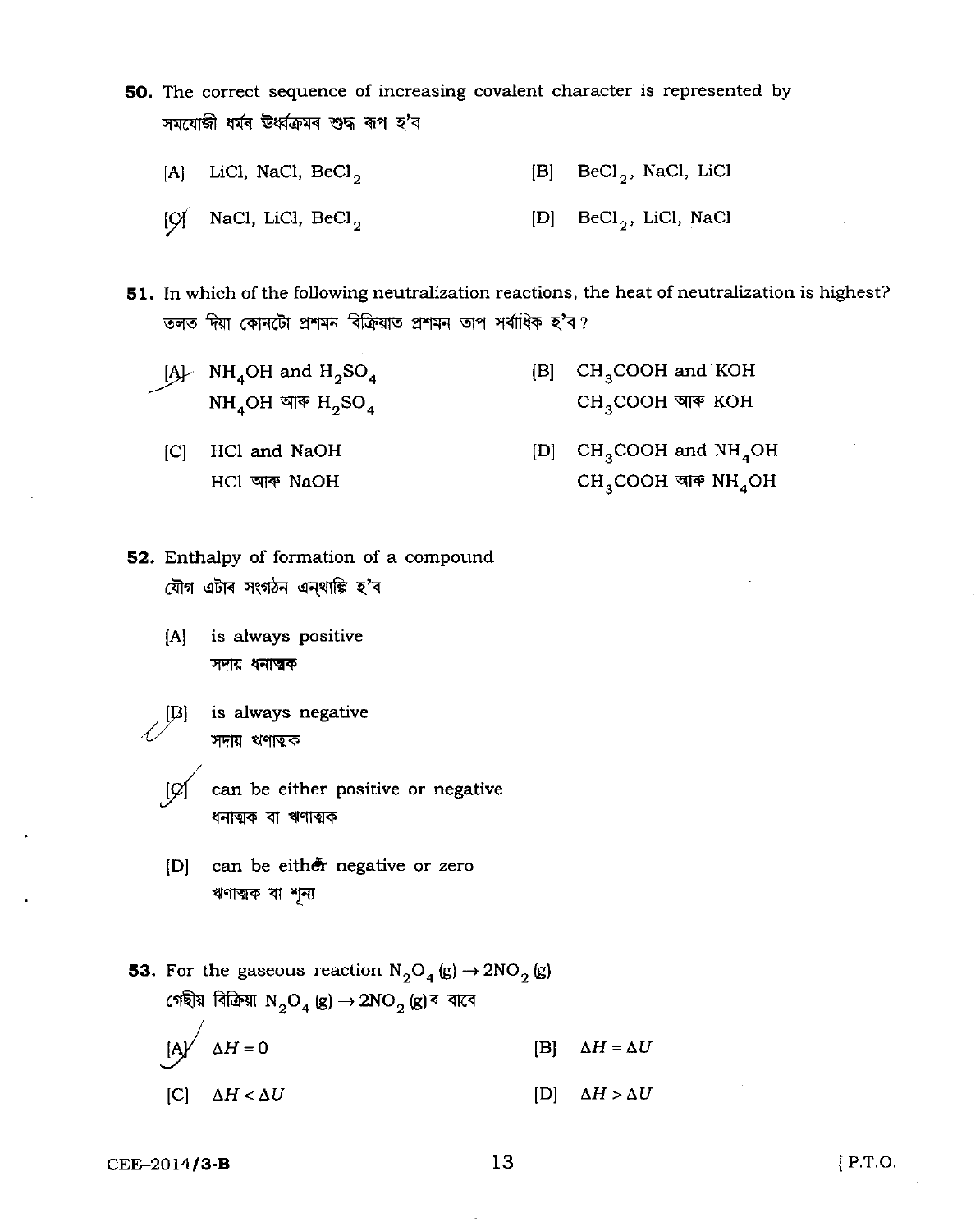**50.** The correct sequence of increasing covalent character is represented by
সমযোজী ধৰ্মৰ উৰ্ধ্বক্ৰমৰ শুদ্ধ ৰূপ হ'ব

[A] $LiCl$, $NaCl$, $BeCl_2$

[B] $BeCl_2$, $NaCl$, $LiCl$

[C] $NaCl$, $LiCl$, $BeCl_2$

[D] $BeCl_2$, $LiCl$, $NaCl$

**51.** In which of the following neutralization reactions, the heat of neutralization is highest?
তলত দিয়া কোনটো প্ৰশমন বিক্ৰিয়াত প্ৰশমন তাপ সৰ্বাধিক হ'ব?

[A] $NH_4OH$ and $H_2SO_4$
$NH_4OH$ আৰু $H_2SO_4$

[B] $CH_3COOH$ and $KOH$
$CH_3COOH$ আৰু $KOH$

[C] $HCl$ and $NaOH$
$HCl$ আৰু $NaOH$

[D] $CH_3COOH$ and $NH_4OH$
$CH_3COOH$ আৰু $NH_4OH$

**52.** Enthalpy of formation of a compound
যৌগ এটাৰ সংগঠন এন্‌থাল্পি হ'ব

[A] is always positive
সদায় ধনাত্মক

[B] is always negative
সদায় ঋণাত্মক

[C] can be either positive or negative
ধনাত্মক বা ঋণাত্মক

[D] can be either negative or zero
ঋণাত্মক বা শূন্য

**53.** For the gaseous reaction $N_2O_4\,(g) \rightarrow 2NO_2\,(g)$
গেছীয় বিক্ৰিয়া $N_2O_4\,(g) \rightarrow 2NO_2\,(g)$ৰ বাবে

[A] $\Delta H = 0$

[B] $\Delta H = \Delta U$

[C] $\Delta H < \Delta U$

[D] $\Delta H > \Delta U$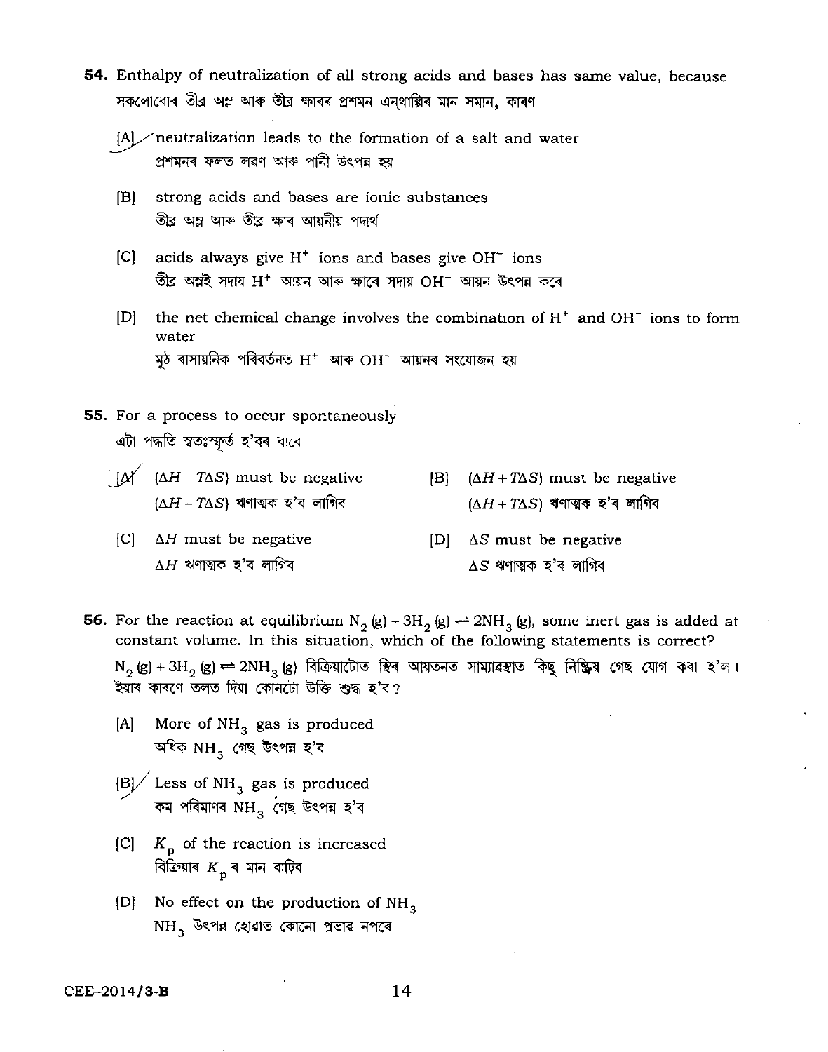**54.** Enthalpy of neutralization of all strong acids and bases has same value, because
সকলোবোৰ তীব্ৰ অম্ল আৰু তীব্ৰ ক্ষাৰৰ প্ৰশমন এনথাল্পিৰ মান সমান, কাৰণ

[A] neutralization leads to the formation of a salt and water
প্ৰশমনৰ ফলত লৱণ আৰু পানী উৎপন্ন হয়

[B] strong acids and bases are ionic substances
তীব্ৰ অম্ল আৰু তীব্ৰ ক্ষাৰ আয়নীয় পদাৰ্থ

[C] acids always give $H^+$ ions and bases give $OH^-$ ions
তীব্ৰ অম্লই সদায় $H^+$ আয়ন আৰু ক্ষাৰে সদায় $OH^-$ আয়ন উৎপন্ন কৰে

[D] the net chemical change involves the combination of $H^+$ and $OH^-$ ions to form water
মুঠ ৰাসায়নিক পৰিৱৰ্তনত $H^+$ আৰু $OH^-$ আয়নৰ সংযোজন হয়

**55.** For a process to occur spontaneously
এটা পদ্ধতি স্বতঃস্ফূৰ্ত হ'বৰ বাবে

[A] $(\Delta H - T\Delta S)$ must be negative
$(\Delta H - T\Delta S)$ ঋণাত্মক হ'ব লাগিব

[B] $(\Delta H + T\Delta S)$ must be negative
$(\Delta H + T\Delta S)$ ঋণাত্মক হ'ব লাগিব

[C] $\Delta H$ must be negative
$\Delta H$ ঋণাত্মক হ'ব লাগিব

[D] $\Delta S$ must be negative
$\Delta S$ ঋণাত্মক হ'ব লাগিব

**56.** For the reaction at equilibrium $N_2(g) + 3H_2(g) \rightleftharpoons 2NH_3(g)$, some inert gas is added at constant volume. In this situation, which of the following statements is correct?
$N_2(g) + 3H_2(g) \rightleftharpoons 2NH_3(g)$ বিক্ৰিয়াটোত স্থিৰ আয়তনত সাম্যাৱস্থাত কিছু নিষ্ক্ৰিয় গেছ যোগ কৰা হ'ল। ইয়াৰ কাৰণে তলত দিয়া কোনটো উক্তি শুদ্ধ হ'ব?

[A] More of $NH_3$ gas is produced
অধিক $NH_3$ গেছ উৎপন্ন হ'ব

[B] Less of $NH_3$ gas is produced
কম পৰিমাণৰ $NH_3$ গেছ উৎপন্ন হ'ব

[C] $K_p$ of the reaction is increased
বিক্ৰিয়াৰ $K_p$ ৰ মান বাঢ়িব

[D] No effect on the production of $NH_3$
$NH_3$ উৎপন্ন হোৱাত কোনো প্ৰভাৱ নপৰে

CEE-2014/3-B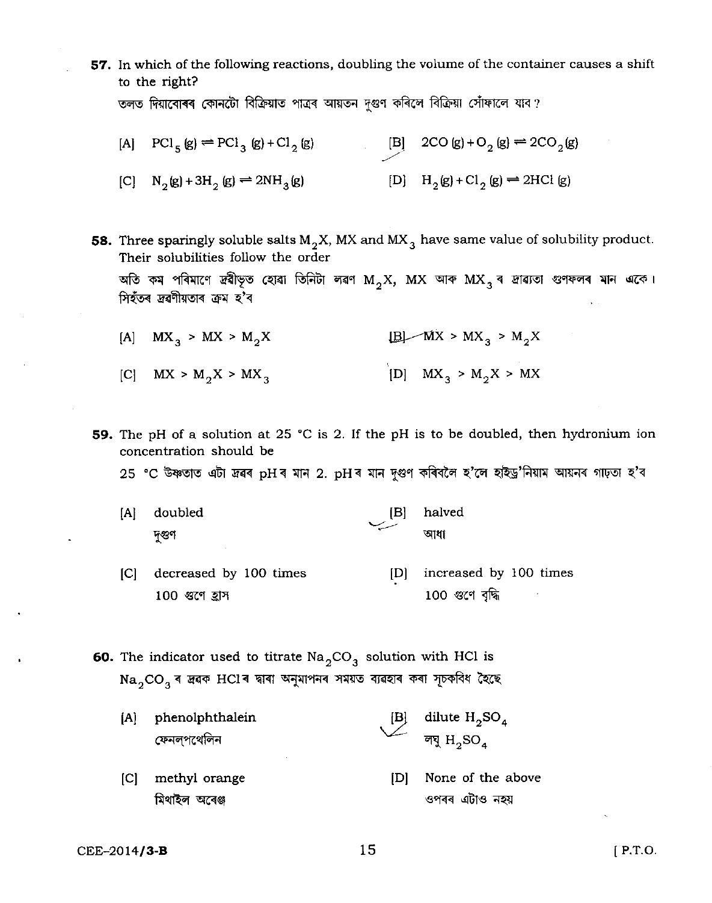**57.** In which of the following reactions, doubling the volume of the container causes a shift to the right?

তলত দিয়াবোৰৰ কোনটো বিক্ৰিয়াত পাত্ৰৰ আয়তন দুগুণ কৰিলে বিক্ৰিয়া সোঁফালে যাব ?

[A] $PCl_5 (g) \rightleftharpoons PCl_3 (g) + Cl_2 (g)$

[B] $2CO (g) + O_2 (g) \rightleftharpoons 2CO_2 (g)$

[C] $N_2 (g) + 3H_2 (g) \rightleftharpoons 2NH_3 (g)$

[D] $H_2 (g) + Cl_2 (g) \rightleftharpoons 2HCl (g)$

**58.** Three sparingly soluble salts $M_2X$, $MX$ and $MX_3$ have same value of solubility product. Their solubilities follow the order

অতি কম পৰিমাণে দ্ৰবীভূত হোৱা তিনিটা লৱণ $M_2X$, $MX$ আৰু $MX_3$ ৰ দ্ৰাব্যতা গুণফলৰ মান একে। সিহঁতৰ দ্ৰৱণীয়তাৰ ক্ৰম হ'ব

[A] $MX_3 > MX > M_2X$

[B] $MX > MX_3 > M_2X$

[C] $MX > M_2X > MX_3$

[D] $MX_3 > M_2X > MX$

**59.** The pH of a solution at 25 °C is 2. If the pH is to be doubled, then hydronium ion concentration should be

25 °C উষ্ণতাত এটা দ্ৰৱৰ pH ৰ মান 2. pH ৰ মান দুগুণ কৰিবলৈ হ'লে হাইড্ৰ'নিয়াম আয়নৰ গাঢ়তা হ'ব

[A] doubled
দুগুণ

[B] halved
আধা

[C] decreased by 100 times
100 গুণে হ্ৰাস

[D] increased by 100 times
100 গুণে বৃদ্ধি

**60.** The indicator used to titrate $Na_2CO_3$ solution with HCl is

$Na_2CO_3$ ৰ দ্ৰৱক HCl ৰ দ্বাৰা অনুমাপনৰ সময়ত ব্যৱহাৰ কৰা সূচকবিধ হৈছে

[A] phenolphthalein
ফেনল্‌পথেলিন

[B] dilute $H_2SO_4$
লঘু $H_2SO_4$

[C] methyl orange
মিথাইল অৰেঞ্জ

[D] None of the above
ওপৰৰ এটাও নহয়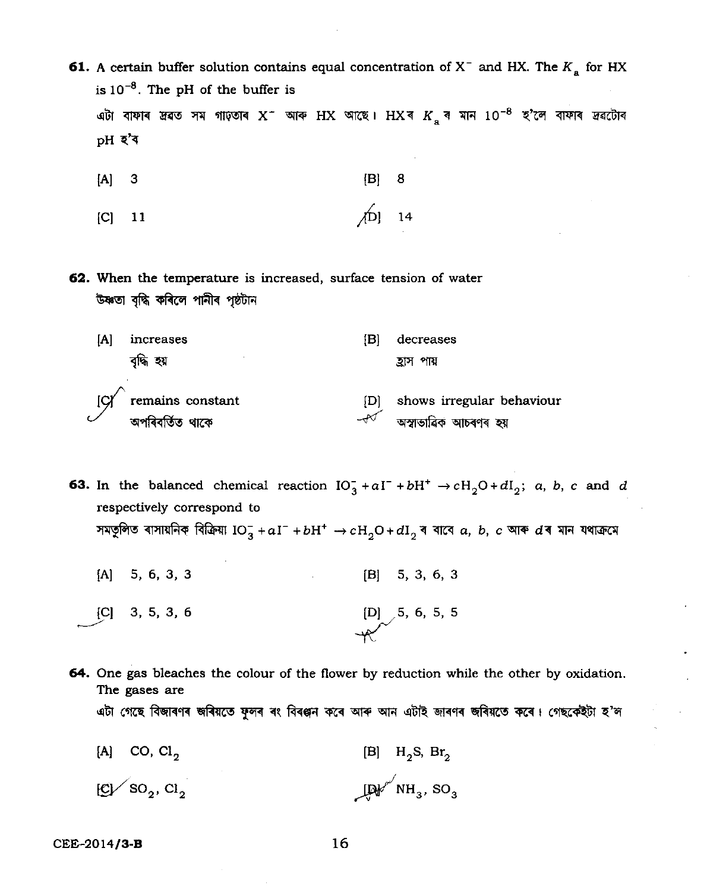**61.** A certain buffer solution contains equal concentration of $X^-$ and HX. The $K_a$ for HX is $10^{-8}$. The pH of the buffer is

এটা বাফাৰ দ্ৰৱত সম গাঢ়তাৰ $X^-$ আৰু HX আছে। HXৰ $K_a$ ৰ মান $10^{-8}$ হ'লে বাফাৰ দ্ৰৱটোৰ pH হ'ব

[A] 3 [B] 8

[C] 11 [D] 14

**62.** When the temperature is increased, surface tension of water

উষ্ণতা বৃদ্ধি কৰিলে পানীৰ পৃষ্ঠটান

[A] increases
বৃদ্ধি হয়

[B] decreases
হ্ৰাস পায়

[C] remains constant
অপৰিবৰ্তিত থাকে

[D] shows irregular behaviour
অস্বাভাৱিক আচৰণৰ হয়

**63.** In the balanced chemical reaction $IO_3^- + aI^- + bH^+ \rightarrow cH_2O + dI_2$; $a$, $b$, $c$ and $d$ respectively correspond to

সমতুলিত ৰাসায়নিক বিক্ৰিয়া $IO_3^- + aI^- + bH^+ \rightarrow cH_2O + dI_2$ ৰ বাবে $a$, $b$, $c$ আৰু $d$ৰ মান যথাক্ৰমে

[A] 5, 6, 3, 3 [B] 5, 3, 6, 3

[C] 3, 5, 3, 6 [D] 5, 6, 5, 5

**64.** One gas bleaches the colour of the flower by reduction while the other by oxidation. The gases are

এটা গেছে বিজাৰণৰ জৰিয়তে ফুলৰ ৰং বিৰঞ্জন কৰে আৰু আন এটাই জাৰণৰ জৰিয়তে কৰে। গেছকেইটা হ'ল

[A] $CO$, $Cl_2$ [B] $H_2S$, $Br_2$

[C] $SO_2$, $Cl_2$ [D] $NH_3$, $SO_3$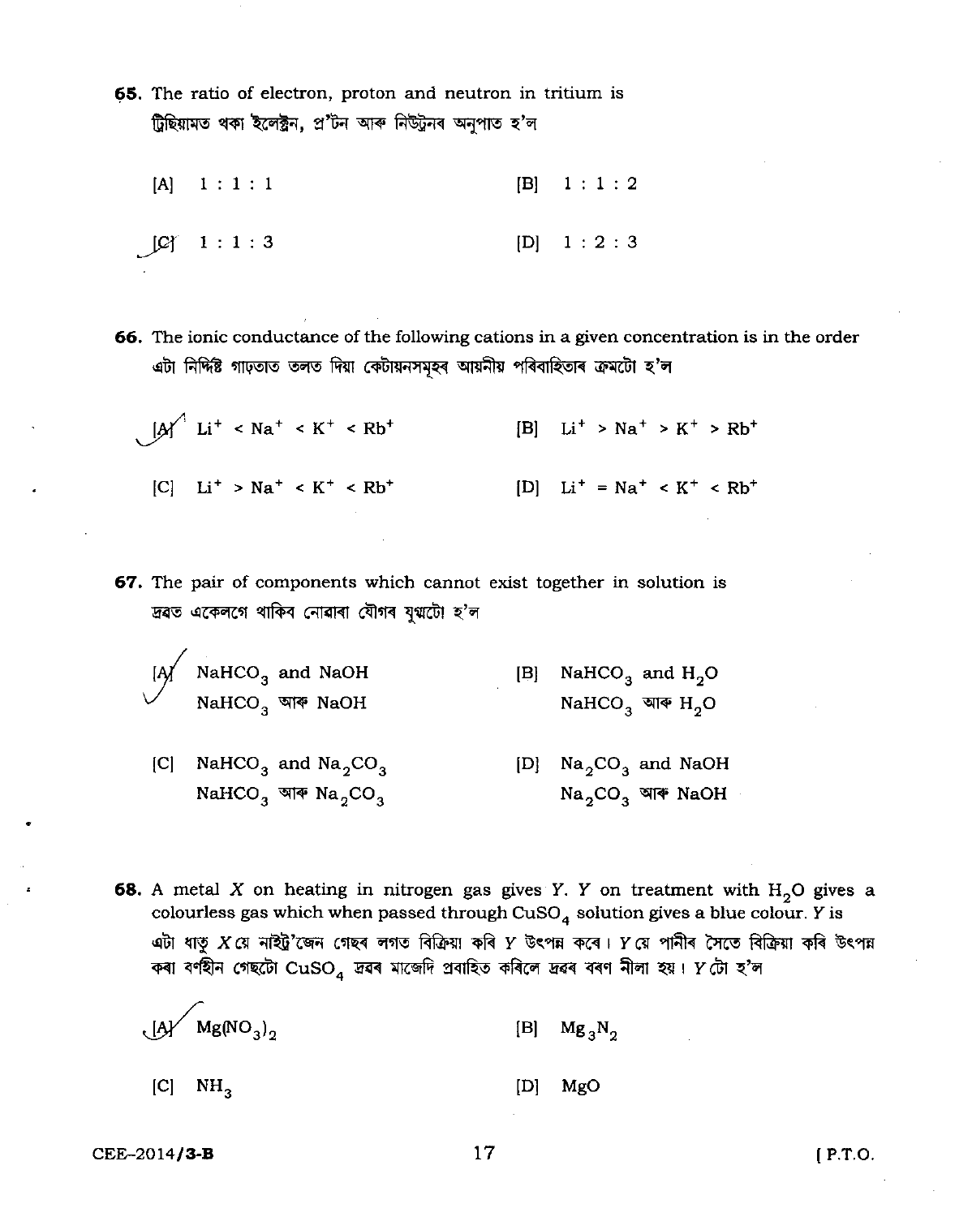65. The ratio of electron, proton and neutron in tritium is
ট্ৰিছিয়ামত থকা ইলেক্ট্ৰন, প্ৰ'টন আৰু নিউট্ৰনৰ অনুপাত হ'ল

[A] 1 : 1 : 1 [B] 1 : 1 : 2

[C] 1 : 1 : 3 [D] 1 : 2 : 3

66. The ionic conductance of the following cations in a given concentration is in the order
এটা নিৰ্দিষ্ট গাঢ়তাত তলত দিয়া কেটায়নসমূহৰ আয়নীয় পৰিবাহিতাৰ ক্ৰমটো হ'ল

[A] $Li^+ < Na^+ < K^+ < Rb^+$ [B] $Li^+ > Na^+ > K^+ > Rb^+$

[C] $Li^+ > Na^+ < K^+ < Rb^+$ [D] $Li^+ = Na^+ < K^+ < Rb^+$

67. The pair of components which cannot exist together in solution is
দ্ৰৱত একেলগে থাকিব নোৱাৰা যৌগৰ যুগ্মটো হ'ল

[A] $NaHCO_3$ and $NaOH$
$NaHCO_3$ আৰু $NaOH$

[B] $NaHCO_3$ and $H_2O$
$NaHCO_3$ আৰু $H_2O$

[C] $NaHCO_3$ and $Na_2CO_3$
$NaHCO_3$ আৰু $Na_2CO_3$

[D] $Na_2CO_3$ and $NaOH$
$Na_2CO_3$ আৰু $NaOH$

68. A metal *X* on heating in nitrogen gas gives *Y*. *Y* on treatment with $H_2O$ gives a colourless gas which when passed through $CuSO_4$ solution gives a blue colour. *Y* is
এটা ধাতু *X* য়ে নাইট্ৰ'জেন গেছৰ লগত বিক্ৰিয়া কৰি *Y* উৎপন্ন কৰে। *Y* য়ে পানীৰ সৈতে বিক্ৰিয়া কৰি উৎপন্ন কৰা বৰ্ণহীন গেছটো $CuSO_4$ দ্ৰৱৰ মাজেদি প্ৰবাহিত কৰিলে দ্ৰৱৰ বৰণ নীলা হয়। *Y* টো হ'ল

[A] $Mg(NO_3)_2$ [B] $Mg_3N_2$

[C] $NH_3$ [D] $MgO$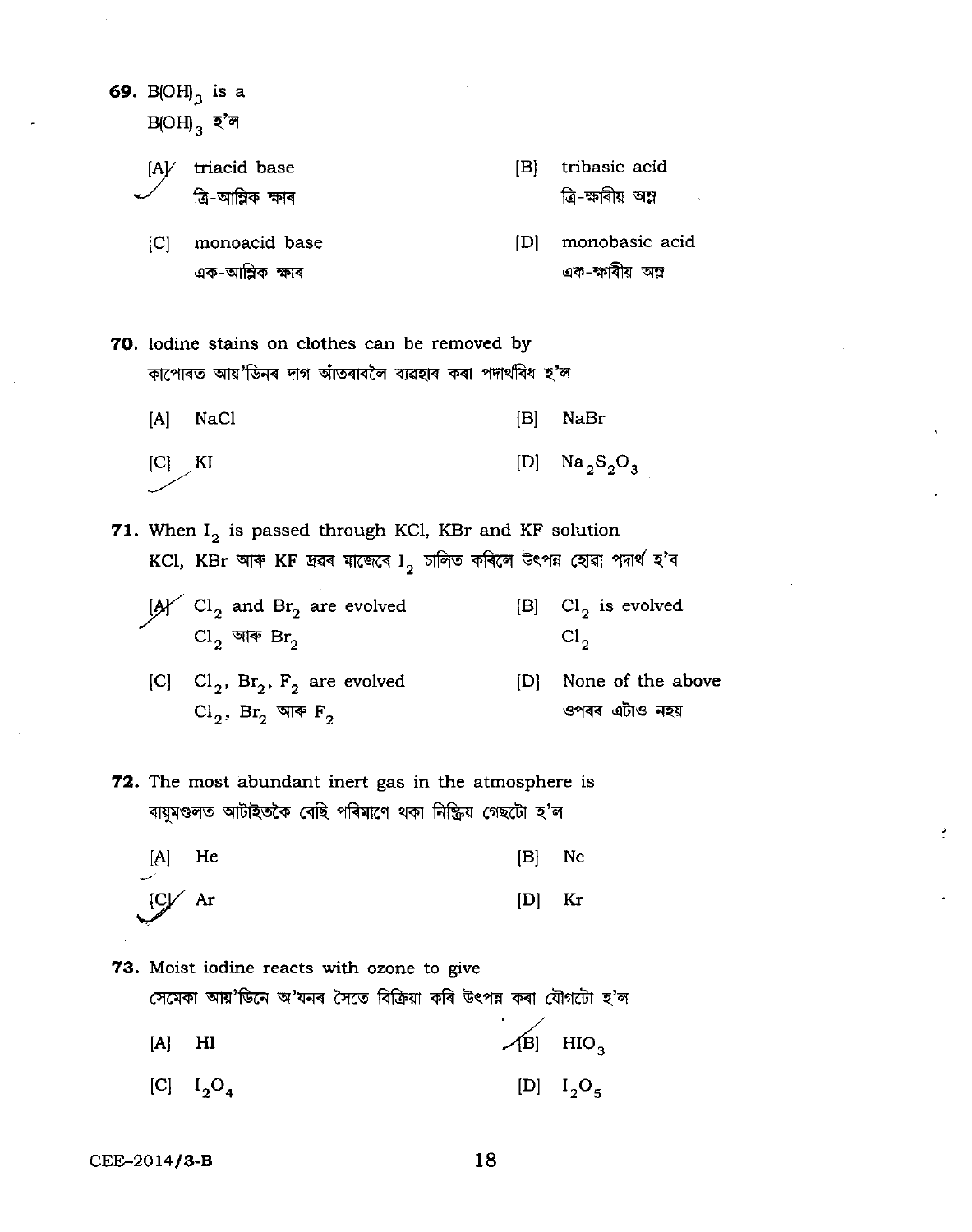**69.** $B(OH)_3$ is a

$B(OH)_3$ হ'ল

[A] triacid base
ত্রি-আম্লিক ক্ষাৰ

[B] tribasic acid
ত্রি-ক্ষাৰীয় অম্ল

[C] monoacid base
এক-আম্লিক ক্ষাৰ

[D] monobasic acid
এক-ক্ষাৰীয় অম্ল

**70.** Iodine stains on clothes can be removed by

কাপোৰত আয়'ডিনৰ দাগ আঁতৰাবলৈ ব্যৱহাৰ কৰা পদাৰ্থবিধ হ'ল

[A] NaCl

[B] NaBr

[C] KI

[D] $Na_2S_2O_3$

**71.** When $I_2$ is passed through KCl, KBr and KF solution

KCl, KBr আৰু KF দ্ৰৱৰ মাজেৰে $I_2$ চালিত কৰিলে উৎপন্ন হোৱা পদাৰ্থ হ'ব

[A] $Cl_2$ and $Br_2$ are evolved
$Cl_2$ আৰু $Br_2$

[B] $Cl_2$ is evolved
$Cl_2$

[C] $Cl_2$, $Br_2$, $F_2$ are evolved
$Cl_2$, $Br_2$ আৰু $F_2$

[D] None of the above
ওপৰৰ এটাও নহয়

**72.** The most abundant inert gas in the atmosphere is

বায়ুমণ্ডলত আটাইতকৈ বেছি পৰিমাণে থকা নিষ্ক্ৰিয় গেছটো হ'ল

[A] He

[B] Ne

[C] Ar

[D] Kr

**73.** Moist iodine reacts with ozone to give

সেমেকা আয়'ডিনে অ'যনৰ সৈতে বিক্ৰিয়া কৰি উৎপন্ন কৰা যৌগটো হ'ল

[A] HI

[B] $HIO_3$

[C] $I_2O_4$

[D] $I_2O_5$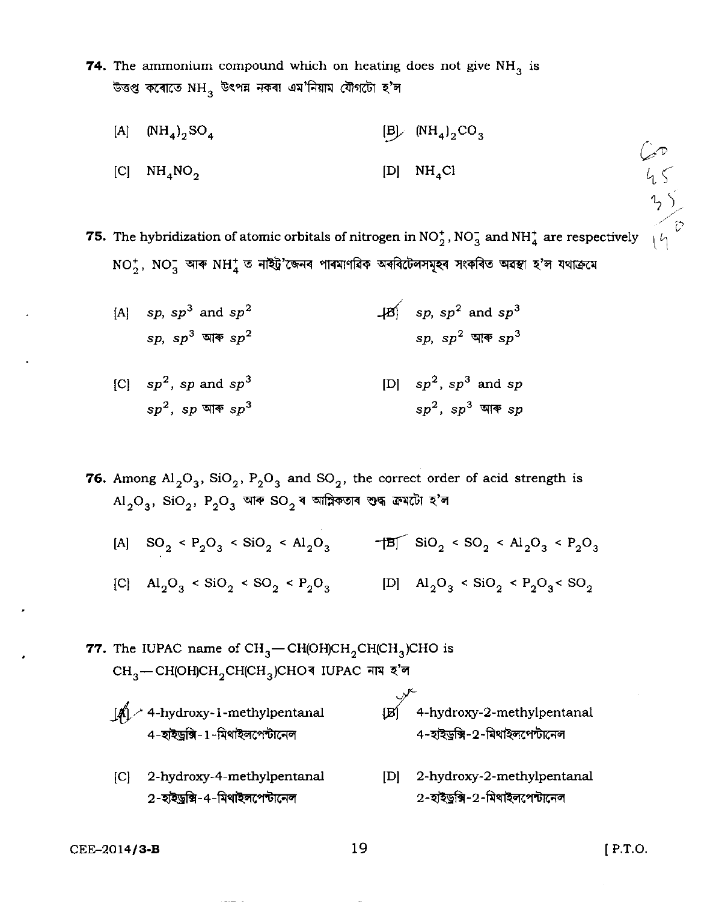**74.** The ammonium compound which on heating does not give $NH_3$ is
উত্তপ্ত কৰোতে $NH_3$ উৎপন্ন নকৰা এম'নিয়াম যৌগটো হ'ল

[A] $(NH_4)_2SO_4$

[B] $(NH_4)_2CO_3$

[C] $NH_4NO_2$

[D] $NH_4Cl$

**75.** The hybridization of atomic orbitals of nitrogen in $NO_2^+$, $NO_3^-$ and $NH_4^+$ are respectively
$NO_2^+$, $NO_3^-$ আৰু $NH_4^+$ ত নাইট্ৰ'জেনৰ পাৰমাণৱিক অৰবিটেলসমূহৰ সংকৰিত অৱস্থা হ'ল যথাক্ৰমে

[A] $sp$, $sp^3$ and $sp^2$
$sp$, $sp^3$ আৰু $sp^2$

[B] $sp$, $sp^2$ and $sp^3$
$sp$, $sp^2$ আৰু $sp^3$

[C] $sp^2$, $sp$ and $sp^3$
$sp^2$, $sp$ আৰু $sp^3$

[D] $sp^2$, $sp^3$ and $sp$
$sp^2$, $sp^3$ আৰু $sp$

**76.** Among $Al_2O_3$, $SiO_2$, $P_2O_3$ and $SO_2$, the correct order of acid strength is
$Al_2O_3$, $SiO_2$, $P_2O_3$ আৰু $SO_2$ ৰ আম্লিকতাৰ শুদ্ধ ক্ৰমটো হ'ল

[A] $SO_2 < P_2O_3 < SiO_2 < Al_2O_3$

[B] $SiO_2 < SO_2 < Al_2O_3 < P_2O_3$

[C] $Al_2O_3 < SiO_2 < SO_2 < P_2O_3$

[D] $Al_2O_3 < SiO_2 < P_2O_3 < SO_2$

**77.** The IUPAC name of $CH_3-CH(OH)CH_2CH(CH_3)CHO$ is
$CH_3-CH(OH)CH_2CH(CH_3)CHO$ৰ IUPAC নাম হ'ল

[A] 4-hydroxy-1-methylpentanal
4-হাইড্ৰক্সি-1-মিথাইলপেন্টানেল

[B] 4-hydroxy-2-methylpentanal
4-হাইড্ৰক্সি-2-মিথাইলপেন্টানেল

[C] 2-hydroxy-4-methylpentanal
2-হাইড্ৰক্সি-4-মিথাইলপেন্টানেল

[D] 2-hydroxy-2-methylpentanal
2-হাইড্ৰক্সি-2-মিথাইলপেন্টানেল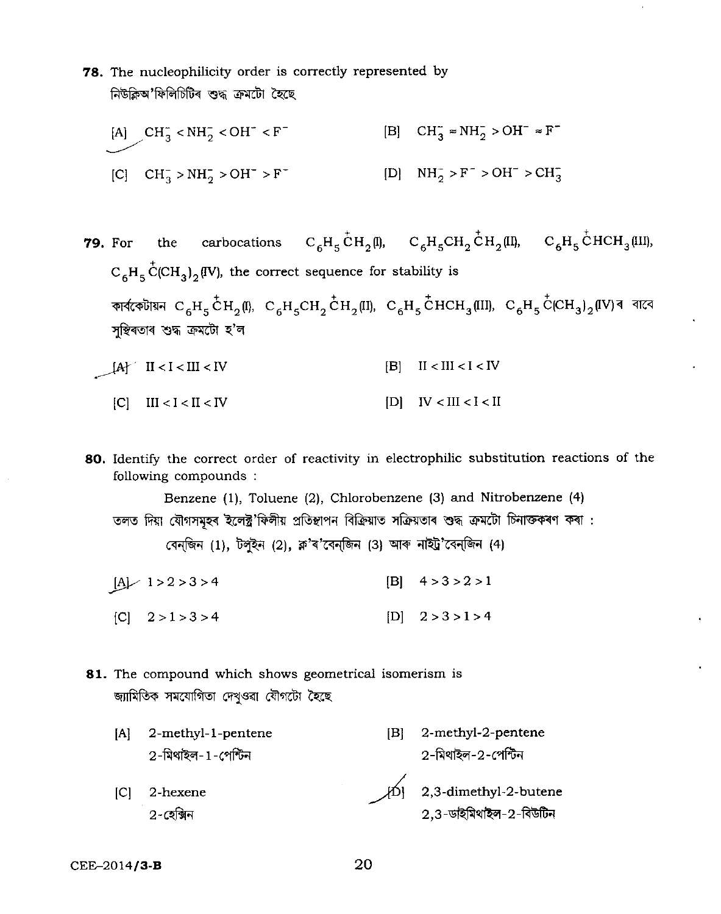**78.** The nucleophilicity order is correctly represented by

নিউক্লিঅ'ফিলিচিটিৰ শুদ্ধ ক্ৰমটো হৈছে

[A] $CH_3^- < NH_2^- < OH^- < F^-$

[B] $CH_3^- \approx NH_2^- > OH^- \approx F^-$

[C] $CH_3^- > NH_2^- > OH^- > F^-$

[D] $NH_2^- > F^- > OH^- > CH_3^-$

**79.** For the carbocations $C_6H_5\overset{+}{C}H_2$(I), $C_6H_5CH_2\overset{+}{C}H_2$(II), $C_6H_5\overset{+}{C}HCH_3$(III), $C_6H_5\overset{+}{C}(CH_3)_2$(IV), the correct sequence for stability is

কাৰ্বকেটায়ন $C_6H_5\overset{+}{C}H_2$(I), $C_6H_5CH_2\overset{+}{C}H_2$(II), $C_6H_5\overset{+}{C}HCH_3$(III), $C_6H_5\overset{+}{C}(CH_3)_2$(IV)ৰ বাবে সুস্থিৰতাৰ শুদ্ধ ক্ৰমটো হ'ল

[A] II < I < III < IV

[B] II < III < I < IV

[C] III < I < II < IV

[D] IV < III < I < II

**80.** Identify the correct order of reactivity in electrophilic substitution reactions of the following compounds :

Benzene (1), Toluene (2), Chlorobenzene (3) and Nitrobenzene (4)

তলত দিয়া যৌগসমূহৰ ইলেক্ট্ৰ'ফিলীয় প্ৰতিস্থাপন বিক্ৰিয়াত সক্ৰিয়তাৰ শুদ্ধ ক্ৰমটো চিনাক্তকৰণ কৰা :

বেন্‌জিন (1), টলুইন (2), ক্ল'ৰ'বেন্‌জিন (3) আৰু নাইট্ৰ'বেন্‌জিন (4)

[A] 1 > 2 > 3 > 4

[B] 4 > 3 > 2 > 1

[C] 2 > 1 > 3 > 4

[D] 2 > 3 > 1 > 4

**81.** The compound which shows geometrical isomerism is

জ্যামিতিক সমযোগিতা দেখুওৱা যৌগটো হৈছে

[A] 2-methyl-1-pentene
2-মিথাইল-1-পেন্টিন

[B] 2-methyl-2-pentene
2-মিথাইল-2-পেন্টিন

[C] 2-hexene
2-হেক্সিন

[D] 2,3-dimethyl-2-butene
2,3-ডাইমিথাইল-2-বিউটিন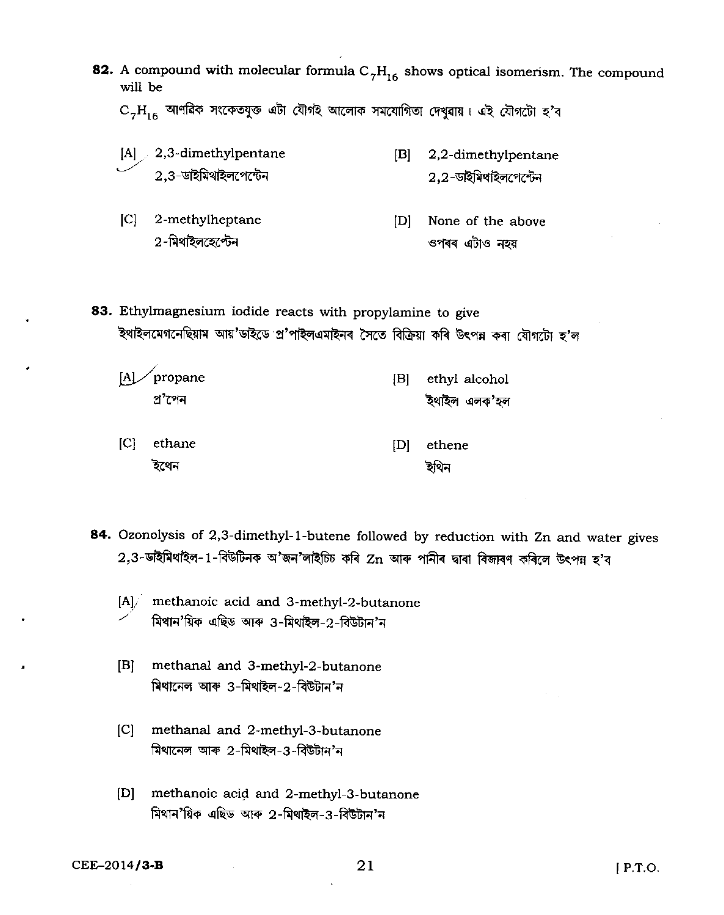**82.** A compound with molecular formula $C_7H_{16}$ shows optical isomerism. The compound will be

$C_7H_{16}$ আণৱিক সংকেতযুক্ত এটা যৌগই আলোক সমযোগিতা দেখুৱায়। এই যৌগটো হ'ব

[A] 2,3-dimethylpentane
2,3-ডাইমিথাইলপেন্টেন

[B] 2,2-dimethylpentane
2,2-ডাইমিথাইলপেন্টেন

[C] 2-methylheptane
2-মিথাইলহেপ্টেন

[D] None of the above
ওপৰৰ এটাও নহয়

**83.** Ethylmagnesium iodide reacts with propylamine to give

ইথাইলমেগনেছিয়াম আয়'ডাইডে প্ৰ'পাইলএমাইনৰ সৈতে বিক্ৰিয়া কৰি উৎপন্ন কৰা যৌগটো হ'ল

[A] propane
প্ৰ'পেন

[B] ethyl alcohol
ইথাইল এলক'হল

[C] ethane
ইথেন

[D] ethene
ইথিন

**84.** Ozonolysis of 2,3-dimethyl-1-butene followed by reduction with Zn and water gives

2,3-ডাইমিথাইল-1-বিউটিনক অ'জন'লাইচিচ কৰি Zn আৰু পানীৰ দ্বাৰা বিজাৰণ কৰিলে উৎপন্ন হ'ব

[A] methanoic acid and 3-methyl-2-butanone
মিথান'য়িক এছিড আৰু 3-মিথাইল-2-বিউটান'ন

[B] methanal and 3-methyl-2-butanone
মিথানেল আৰু 3-মিথাইল-2-বিউটান'ন

[C] methanal and 2-methyl-3-butanone
মিথানেল আৰু 2-মিথাইল-3-বিউটান'ন

[D] methanoic acid and 2-methyl-3-butanone
মিথান'য়িক এছিড আৰু 2-মিথাইল-3-বিউটান'ন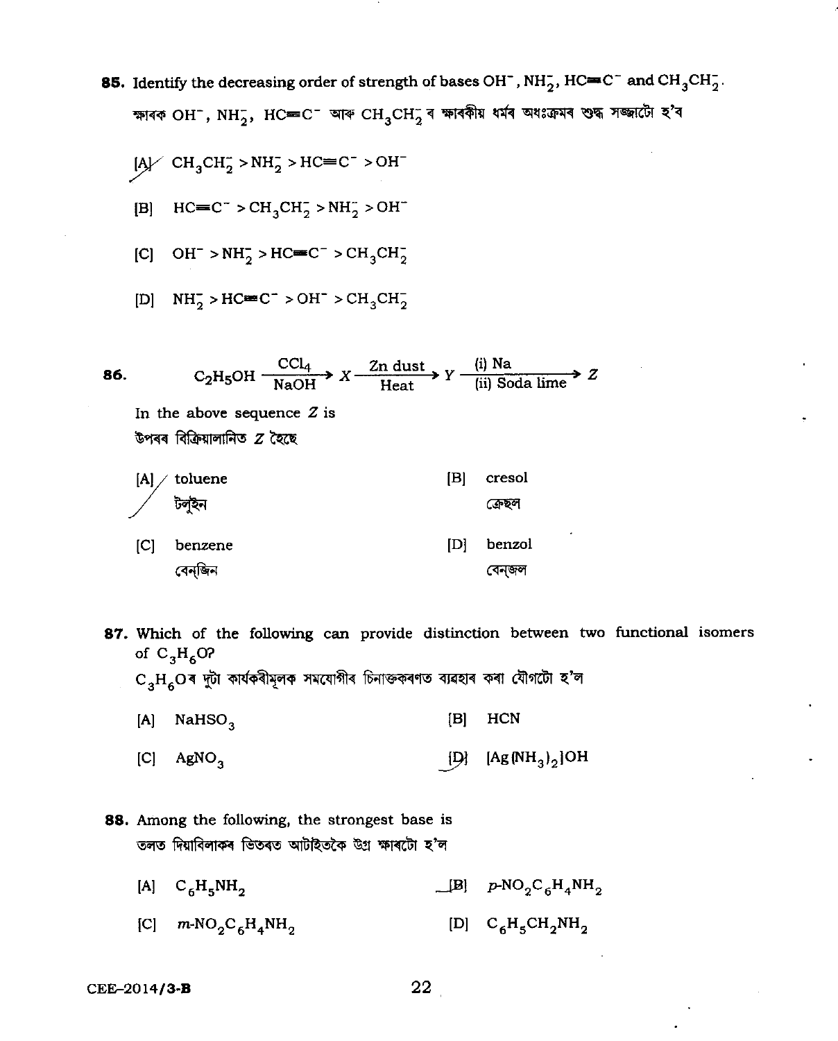**85.** Identify the decreasing order of strength of bases $OH^-$, $NH_2^-$, $HC\equiv C^-$ and $CH_3CH_2^-$.

ক্ষাৰক $OH^-$, $NH_2^-$, $HC\equiv C^-$ আৰু $CH_3CH_2^-$ ৰ ক্ষাৰকীয় ধৰ্মৰ অধঃক্ৰমৰ শুদ্ধ সজ্জাটো হ'ব

[A] $CH_3CH_2^- > NH_2^- > HC\equiv C^- > OH^-$

[B] $HC\equiv C^- > CH_3CH_2^- > NH_2^- > OH^-$

[C] $OH^- > NH_2^- > HC\equiv C^- > CH_3CH_2^-$

[D] $NH_2^- > HC\equiv C^- > OH^- > CH_3CH_2^-$

**86.**

$$C_2H_5OH \xrightarrow[NaOH]{CCl_4} X \xrightarrow[Heat]{Zn\ dust} Y \xrightarrow[(ii)\ Soda\ lime]{(i)\ Na} Z$$

In the above sequence $Z$ is

উপৰৰ বিক্ৰিয়ালানিত $Z$ হৈছে

[A] toluene
টলুইন

[B] cresol
ক্ৰেছল

[C] benzene
বেন্‌জিন

[D] benzol
বেন্‌জল

**87.** Which of the following can provide distinction between two functional isomers of $C_3H_6O$?

$C_3H_6O$ৰ দুটা কাৰ্যকৰীমূলক সমযোগীৰ চিনাক্তকৰণত ব্যৱহাৰ কৰা যৌগটো হ'ল

[A] $NaHSO_3$

[B] $HCN$

[C] $AgNO_3$

[D] $[Ag(NH_3)_2]OH$

**88.** Among the following, the strongest base is

তলত দিয়াবিলাকৰ ভিতৰত আটাইতকৈ উগ্ৰ ক্ষাৰটো হ'ল

[A] $C_6H_5NH_2$

[B] $p$-$NO_2C_6H_4NH_2$

[C] $m$-$NO_2C_6H_4NH_2$

[D] $C_6H_5CH_2NH_2$

CEE–2014/3-B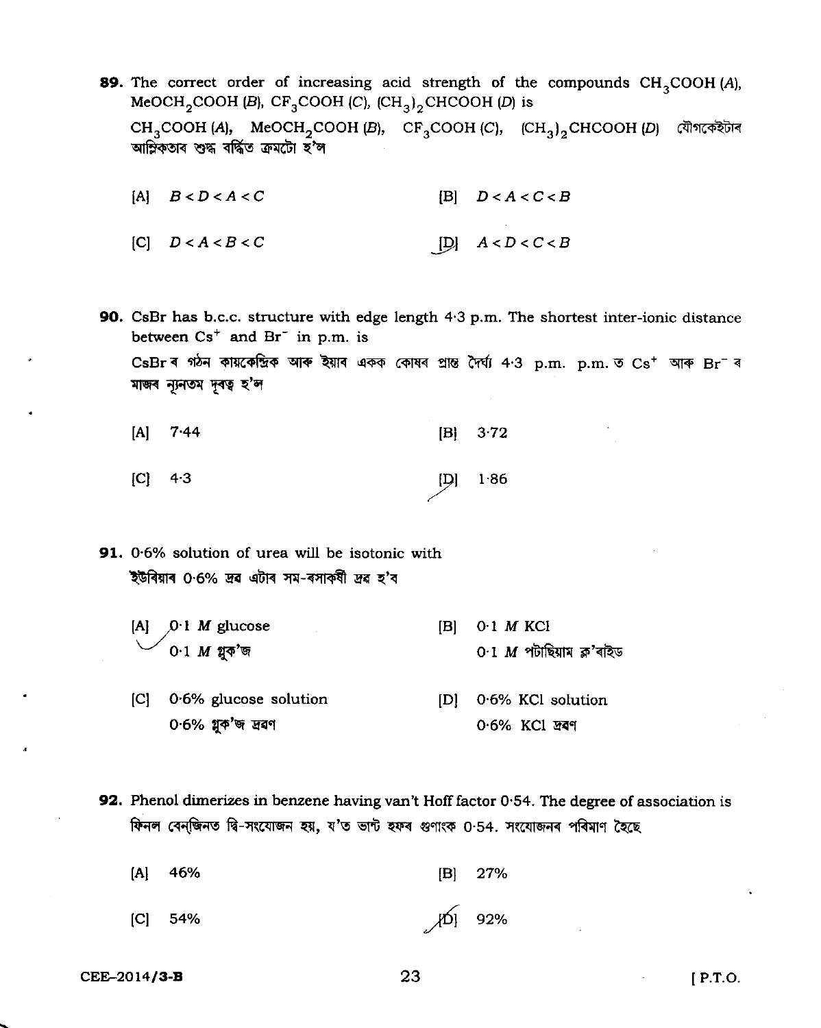**89.** The correct order of increasing acid strength of the compounds $CH_3COOH$ (*A*), $MeOCH_2COOH$ (*B*), $CF_3COOH$ (*C*), $(CH_3)_2CHCOOH$ (*D*) is

$CH_3COOH$ (*A*), $MeOCH_2COOH$ (*B*), $CF_3COOH$ (*C*), $(CH_3)_2CHCOOH$ (*D*) যৌগকেইটাৰ আম্লিকতাৰ শুদ্ধ বৰ্দ্ধিত ক্ৰমটো হ'ল

[A] $B < D < A < C$

[B] $D < A < C < B$

[C] $D < A < B < C$

[D] $A < D < C < B$

**90.** CsBr has b.c.c. structure with edge length 4·3 p.m. The shortest inter-ionic distance between $Cs^+$ and $Br^-$ in p.m. is

CsBr ৰ গঠন কায়কেন্দ্ৰিক আৰু ইয়াৰ একক কোষৰ প্ৰান্ত দৈৰ্ঘ্য 4·3 p.m. p.m. ত $Cs^+$ আৰু $Br^-$ ৰ মাজৰ ন্যূনতম দূৰত্ব হ'ল

[A] 7·44

[B] 3·72

[C] 4·3

[D] 1·86

**91.** 0·6% solution of urea will be isotonic with

ইউৰিয়াৰ 0·6% দ্ৰৱ এটাৰ সম-ৰসাকৰ্ষী দ্ৰৱ হ'ব

[A] 0·1 *M* glucose
0·1 *M* গ্লুক'জ

[B] 0·1 *M* KCl
0·1 *M* পটাছিয়াম ক্ল'ৰাইড

[C] 0·6% glucose solution
0·6% গ্লুক'জ দ্ৰৱণ

[D] 0·6% KCl solution
0·6% KCl দ্ৰৱণ

**92.** Phenol dimerizes in benzene having van't Hoff factor 0·54. The degree of association is

ফিনল বেনজিনত দ্বি-সংযোজন হয়, য'ত ভান্ট হফৰ গুণাংক 0·54. সংযোজনৰ পৰিমাণ হৈছে

[A] 46%

[B] 27%

[C] 54%

[D] 92%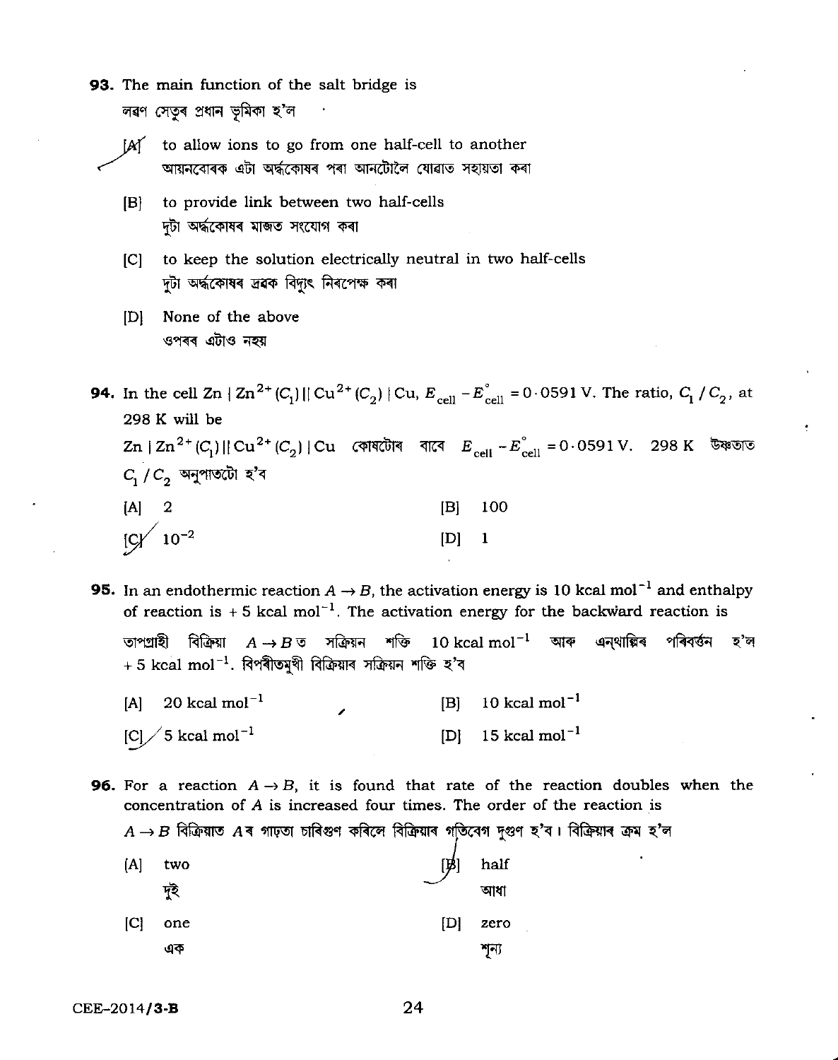**93.** The main function of the salt bridge is

লৱণ সেতুৰ প্ৰধান ভূমিকা হ'ল

[A] to allow ions to go from one half-cell to another
আয়নবোৰক এটা অৰ্দ্ধকোষৰ পৰা আনটোলৈ যোৱাত সহায়তা কৰা

[B] to provide link between two half-cells
দুটা অৰ্দ্ধকোষৰ মাজত সংযোগ কৰা

[C] to keep the solution electrically neutral in two half-cells
দুটা অৰ্দ্ধকোষৰ দ্ৰৱক বিদ্যুৎ নিৰপেক্ষ কৰা

[D] None of the above
ওপৰৰ এটাও নহয়

**94.** In the cell $Zn \mid Zn^{2+}(C_1) \parallel Cu^{2+}(C_2) \mid Cu$, $E_{cell} - E^{\circ}_{cell} = 0 \cdot 0591$ V. The ratio, $C_1 / C_2$, at 298 K will be

$Zn \mid Zn^{2+}(C_1) \parallel Cu^{2+}(C_2) \mid Cu$ কোষটোৰ বাবে $E_{cell} - E^{\circ}_{cell} = 0 \cdot 0591$ V. 298 K উষ্ণতাত $C_1 / C_2$ অনুপাতটো হ'ব

[A] 2 | [B] 100

[C] $10^{-2}$ | [D] 1

**95.** In an endothermic reaction $A \rightarrow B$, the activation energy is 10 kcal $mol^{-1}$ and enthalpy of reaction is + 5 kcal $mol^{-1}$. The activation energy for the backward reaction is

তাপগ্ৰাহী বিক্ৰিয়া $A \rightarrow B$ ত সক্ৰিয়ন শক্তি 10 kcal $mol^{-1}$ আৰু এন্‌থাল্পিৰ পৰিৱৰ্তন হ'ল + 5 kcal $mol^{-1}$. বিপৰীতমুখী বিক্ৰিয়াৰ সক্ৰিয়ন শক্তি হ'ব

[A] 20 kcal $mol^{-1}$ | [B] 10 kcal $mol^{-1}$

[C] 5 kcal $mol^{-1}$ | [D] 15 kcal $mol^{-1}$

**96.** For a reaction $A \rightarrow B$, it is found that rate of the reaction doubles when the concentration of A is increased four times. The order of the reaction is

$A \rightarrow B$ বিক্ৰিয়াত $A$ৰ গাঢ়তা চাৰিগুণ কৰিলে বিক্ৰিয়াৰ গতিবেগ দুগুণ হ'ব। বিক্ৰিয়াৰ ক্ৰম হ'ল

[A] two
দুই

[B] half
আধা

[C] one
এক

[D] zero
শূন্য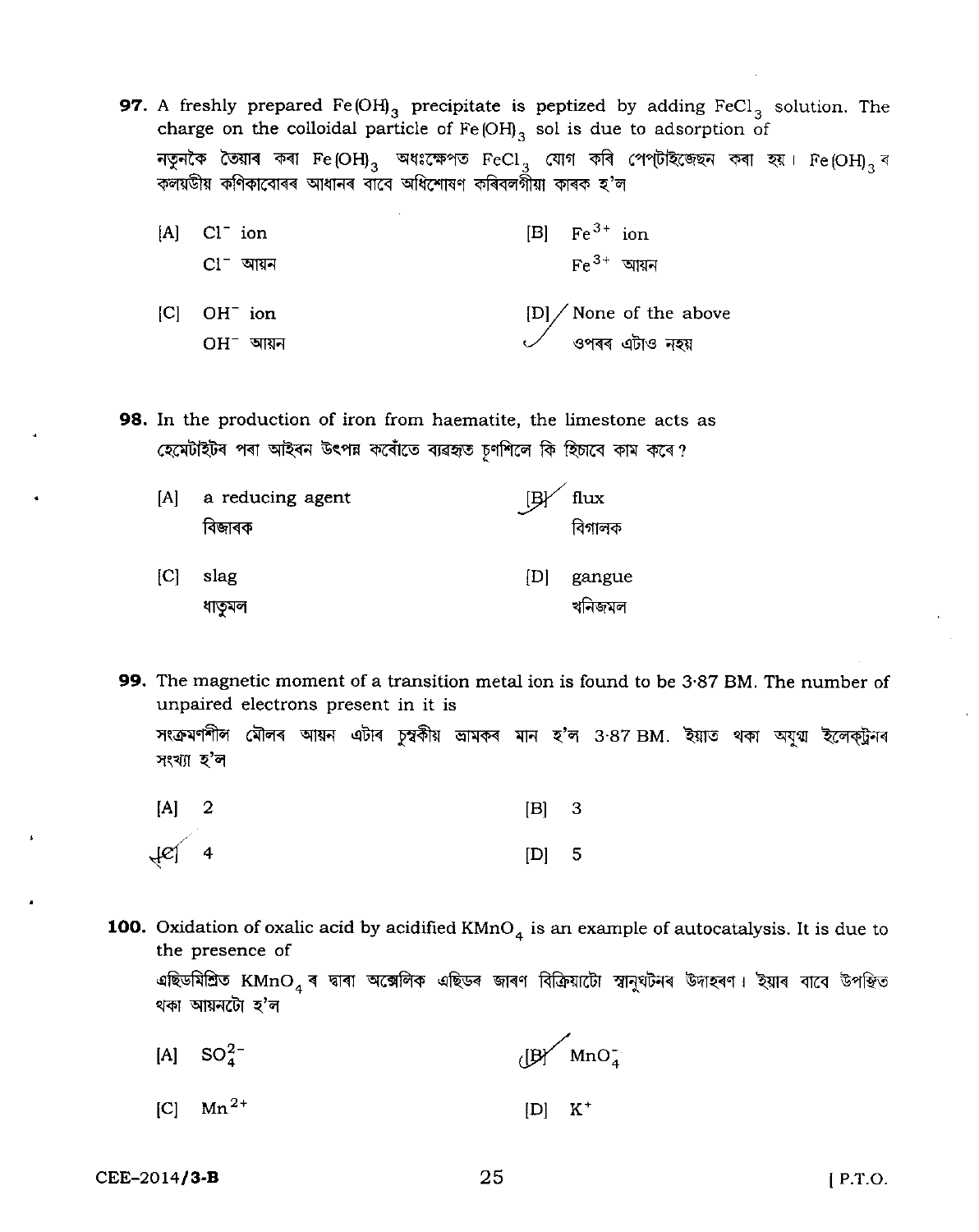**97.** A freshly prepared $Fe(OH)_3$ precipitate is peptized by adding $FeCl_3$ solution. The charge on the colloidal particle of $Fe(OH)_3$ sol is due to adsorption of

নতুনকৈ তৈয়াৰ কৰা $Fe(OH)_3$ অধঃক্ষেপত $FeCl_3$ যোগ কৰি পেপ্‌টাইজেছন কৰা হয়। $Fe(OH)_3$ ৰ কলয়ডীয় কণিকাবোৰৰ আধানৰ বাবে অধিশোষণ কৰিবলগীয়া কাৰক হ'ল

[A] $Cl^-$ ion
$Cl^-$ আয়ন

[B] $Fe^{3+}$ ion
$Fe^{3+}$ আয়ন

[C] $OH^-$ ion
$OH^-$ আয়ন

[D] None of the above
ওপৰৰ এটাও নহয়

**98.** In the production of iron from haematite, the limestone acts as

হেমেটাইটৰ পৰা আইৰন উৎপন্ন কৰোঁতে ব্যৱহৃত চূণশিলে কি হিচাবে কাম কৰে?

[A] a reducing agent
বিজাৰক

[B] flux
বিগালক

[C] slag
ধাতুমল

[D] gangue
খনিজমল

**99.** The magnetic moment of a transition metal ion is found to be 3·87 BM. The number of unpaired electrons present in it is

সংক্ৰমণশীল মৌলৰ আয়ন এটাৰ চুম্বকীয় ভ্ৰামকৰ মান হ'ল 3·87 BM. ইয়াত থকা অযুগ্ম ইলেক্ট্ৰনৰ সংখ্যা হ'ল

[A] 2

[B] 3

[C] 4

[D] 5

**100.** Oxidation of oxalic acid by acidified $KMnO_4$ is an example of autocatalysis. It is due to the presence of

এছিডমিশ্ৰিত $KMnO_4$ ৰ দ্বাৰা অক্সেলিক এছিডৰ জাৰণ বিক্ৰিয়াটো স্বানুঘটনৰ উদাহৰণ। ইয়াৰ বাবে উপস্থিত থকা আয়নটো হ'ল

[A] $SO_4^{2-}$

[B] $MnO_4^-$

[C] $Mn^{2+}$

[D] $K^+$

CEE-2014/3-B

[ P.T.O.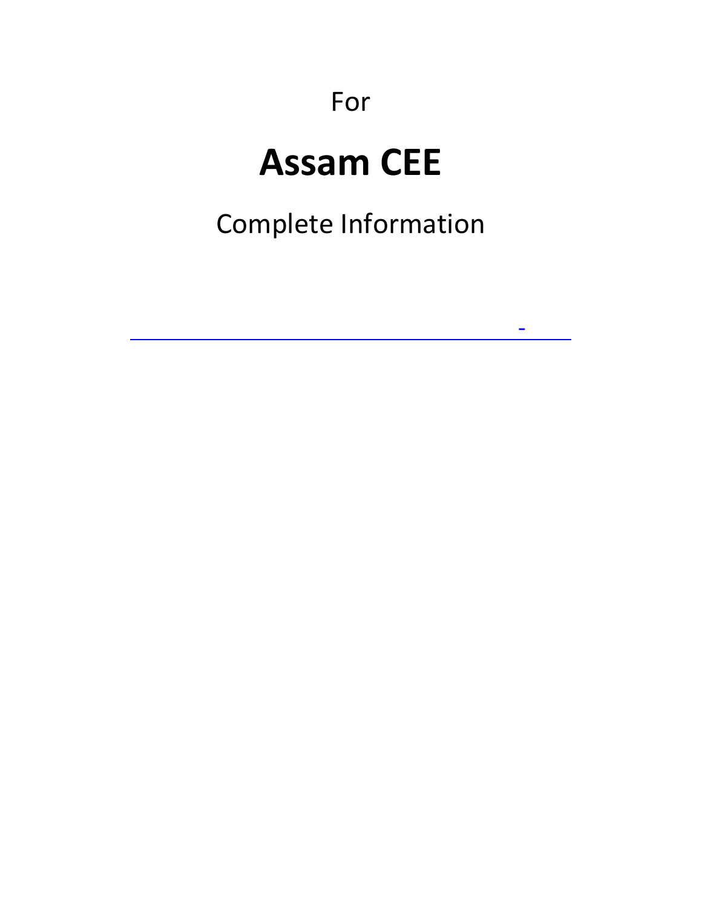For

# Assam CEE

Complete Information